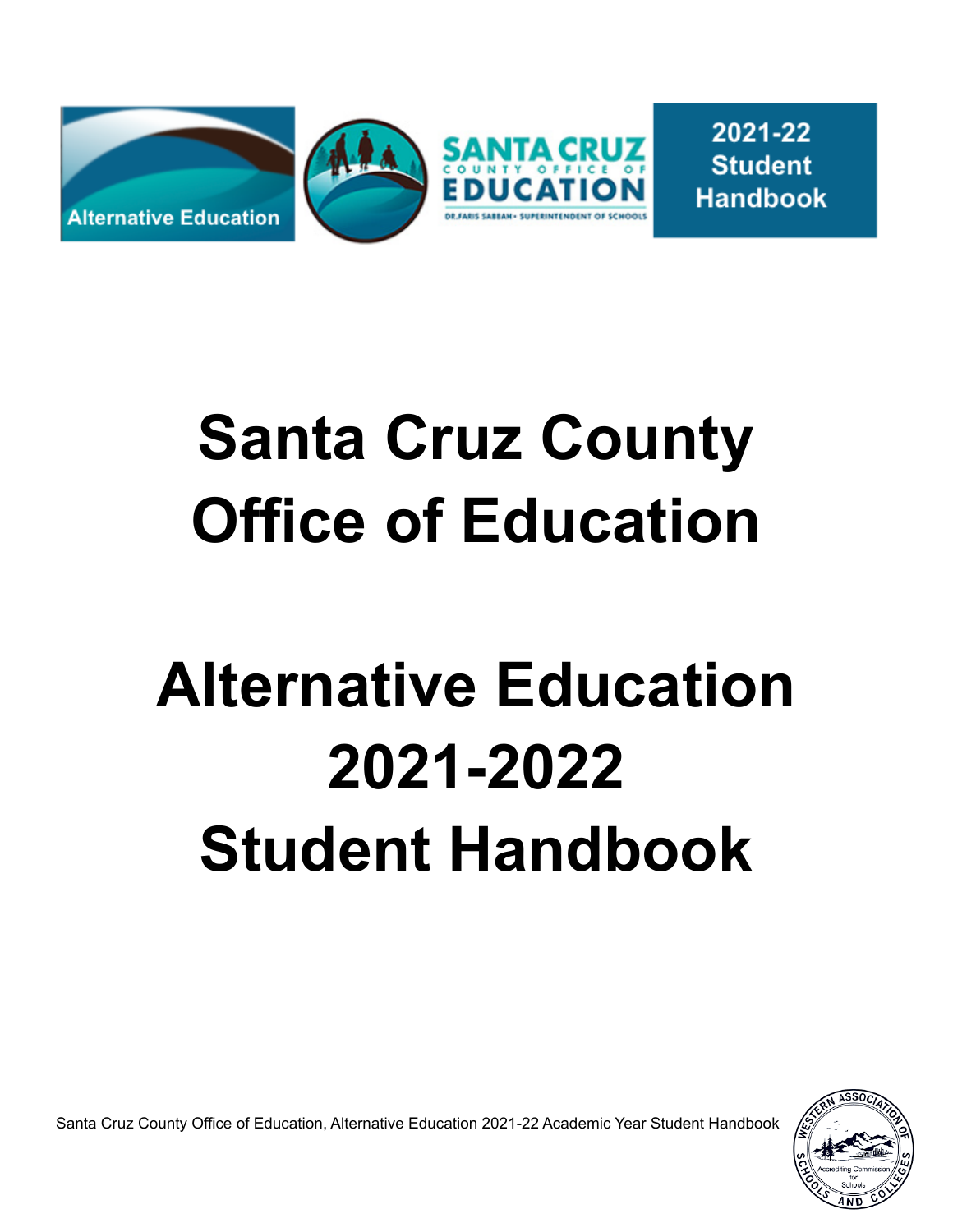Alternative Education

SANTA CRUZ COUNTY OFFICE OF EDUCATION

DR. FARIS SABBAH • SUPERINTENDENT OF SCHOOLS

2021-22 Student Handbook

# Santa Cruz County Office of Education

# Alternative Education 2021-2022 Student Handbook

Santa Cruz County Office of Education, Alternative Education 2021-22 Academic Year Student Handbook

WESTERN ASSOCIATION OF SCHOOLS AND COLLEGES — Accrediting Commission for Schools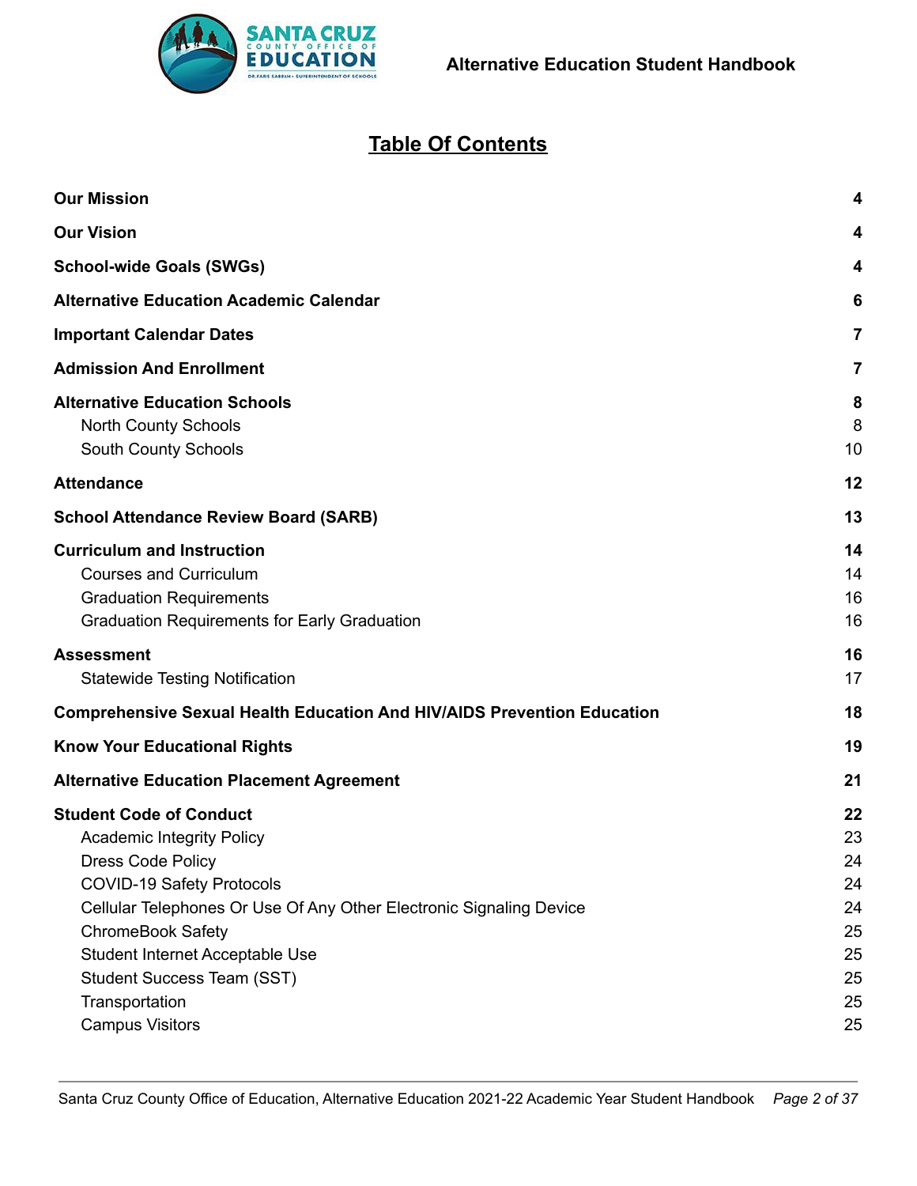# Table Of Contents

| | |
|---|---|
| **Our Mission** | **4** |
| **Our Vision** | **4** |
| **School-wide Goals (SWGs)** | **4** |
| **Alternative Education Academic Calendar** | **6** |
| **Important Calendar Dates** | **7** |
| **Admission And Enrollment** | **7** |
| **Alternative Education Schools** | **8** |
| North County Schools | 8 |
| South County Schools | 10 |
| **Attendance** | **12** |
| **School Attendance Review Board (SARB)** | **13** |
| **Curriculum and Instruction** | **14** |
| Courses and Curriculum | 14 |
| Graduation Requirements | 16 |
| Graduation Requirements for Early Graduation | 16 |
| **Assessment** | **16** |
| Statewide Testing Notification | 17 |
| **Comprehensive Sexual Health Education And HIV/AIDS Prevention Education** | **18** |
| **Know Your Educational Rights** | **19** |
| **Alternative Education Placement Agreement** | **21** |
| **Student Code of Conduct** | **22** |
| Academic Integrity Policy | 23 |
| Dress Code Policy | 24 |
| COVID-19 Safety Protocols | 24 |
| Cellular Telephones Or Use Of Any Other Electronic Signaling Device | 24 |
| ChromeBook Safety | 25 |
| Student Internet Acceptable Use | 25 |
| Student Success Team (SST) | 25 |
| Transportation | 25 |
| Campus Visitors | 25 |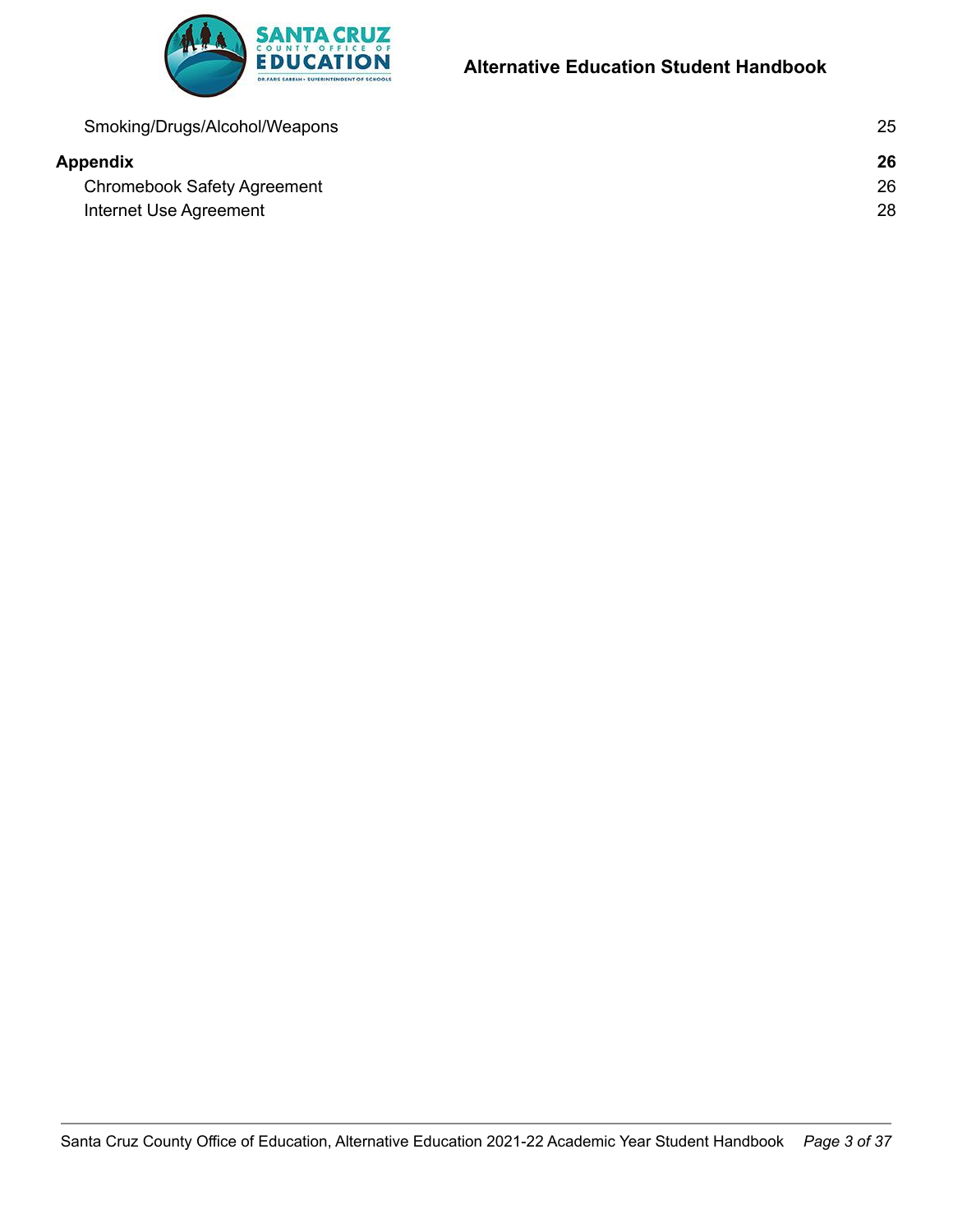| | |
|---|---|
| Smoking/Drugs/Alcohol/Weapons | 25 |
| **Appendix** | **26** |
| Chromebook Safety Agreement | 26 |
| Internet Use Agreement | 28 |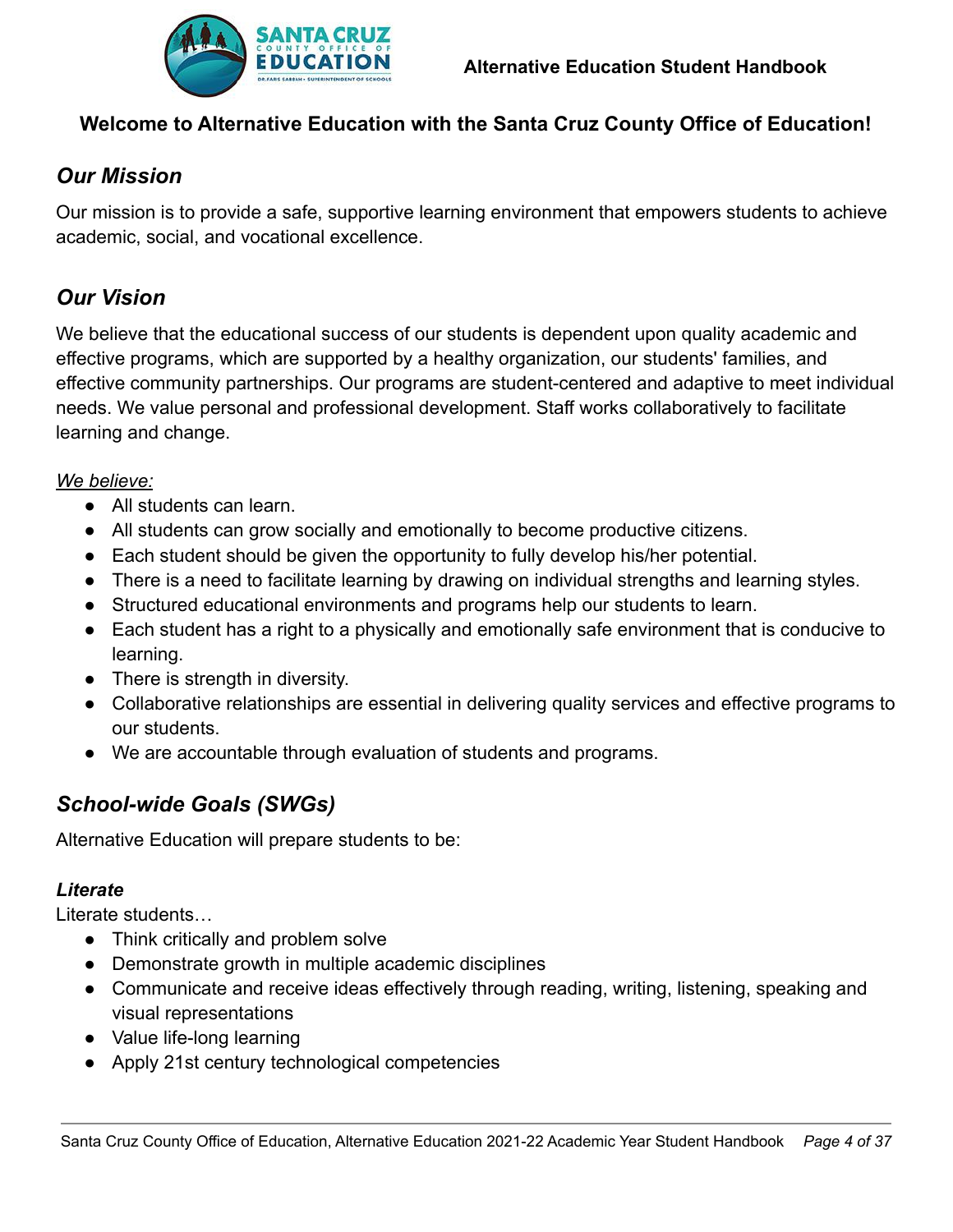**Welcome to Alternative Education with the Santa Cruz County Office of Education!**

## *Our Mission*

Our mission is to provide a safe, supportive learning environment that empowers students to achieve academic, social, and vocational excellence.

## *Our Vision*

We believe that the educational success of our students is dependent upon quality academic and effective programs, which are supported by a healthy organization, our students' families, and effective community partnerships. Our programs are student-centered and adaptive to meet individual needs. We value personal and professional development. Staff works collaboratively to facilitate learning and change.

<u>*We believe:*</u>

- All students can learn.
- All students can grow socially and emotionally to become productive citizens.
- Each student should be given the opportunity to fully develop his/her potential.
- There is a need to facilitate learning by drawing on individual strengths and learning styles.
- Structured educational environments and programs help our students to learn.
- Each student has a right to a physically and emotionally safe environment that is conducive to learning.
- There is strength in diversity.
- Collaborative relationships are essential in delivering quality services and effective programs to our students.
- We are accountable through evaluation of students and programs.

## *School-wide Goals (SWGs)*

Alternative Education will prepare students to be:

### ***Literate***

Literate students…

- Think critically and problem solve
- Demonstrate growth in multiple academic disciplines
- Communicate and receive ideas effectively through reading, writing, listening, speaking and visual representations
- Value life-long learning
- Apply 21st century technological competencies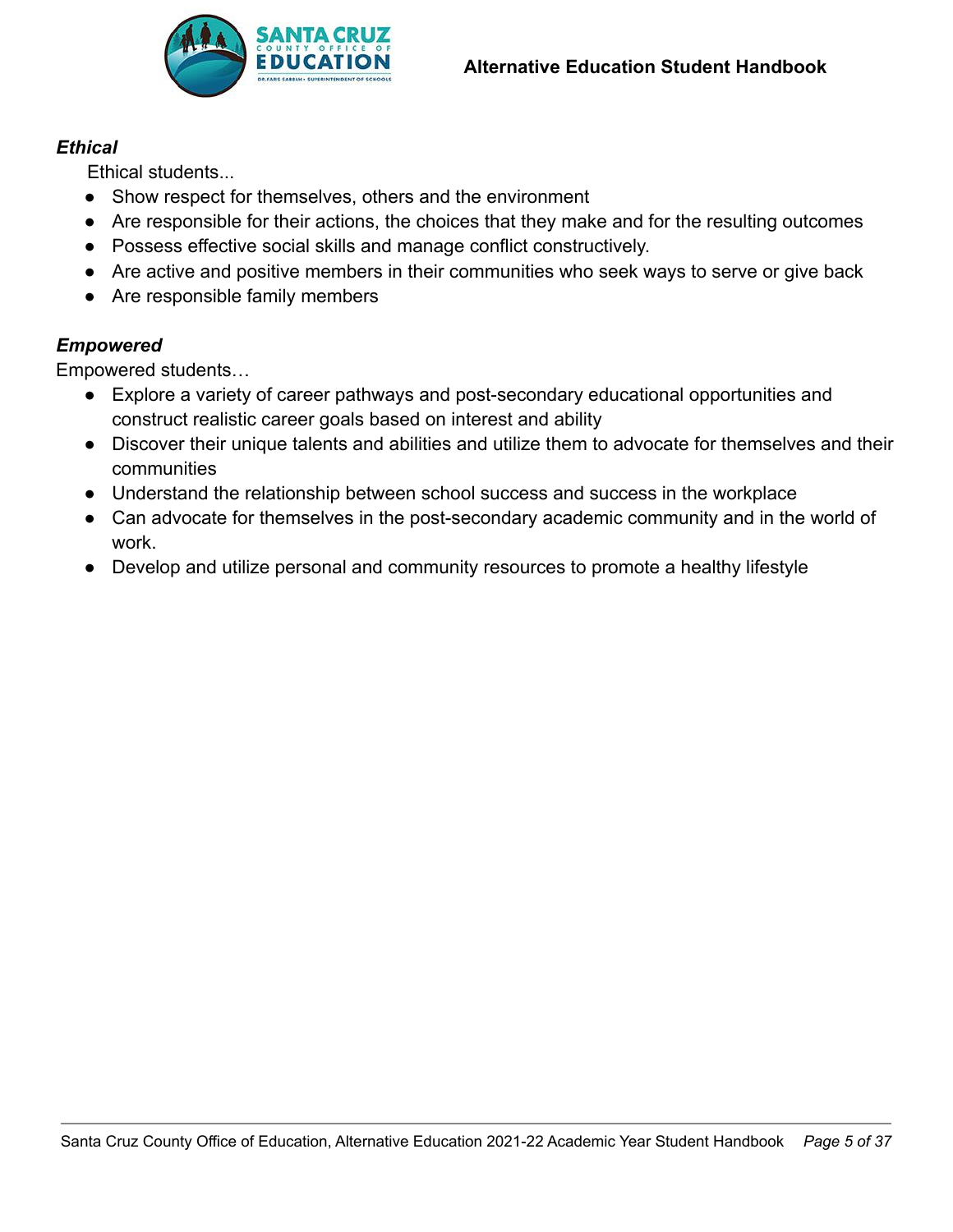***Ethical***

Ethical students...

- Show respect for themselves, others and the environment
- Are responsible for their actions, the choices that they make and for the resulting outcomes
- Possess effective social skills and manage conflict constructively.
- Are active and positive members in their communities who seek ways to serve or give back
- Are responsible family members

***Empowered***

Empowered students…

- Explore a variety of career pathways and post-secondary educational opportunities and construct realistic career goals based on interest and ability
- Discover their unique talents and abilities and utilize them to advocate for themselves and their communities
- Understand the relationship between school success and success in the workplace
- Can advocate for themselves in the post-secondary academic community and in the world of work.
- Develop and utilize personal and community resources to promote a healthy lifestyle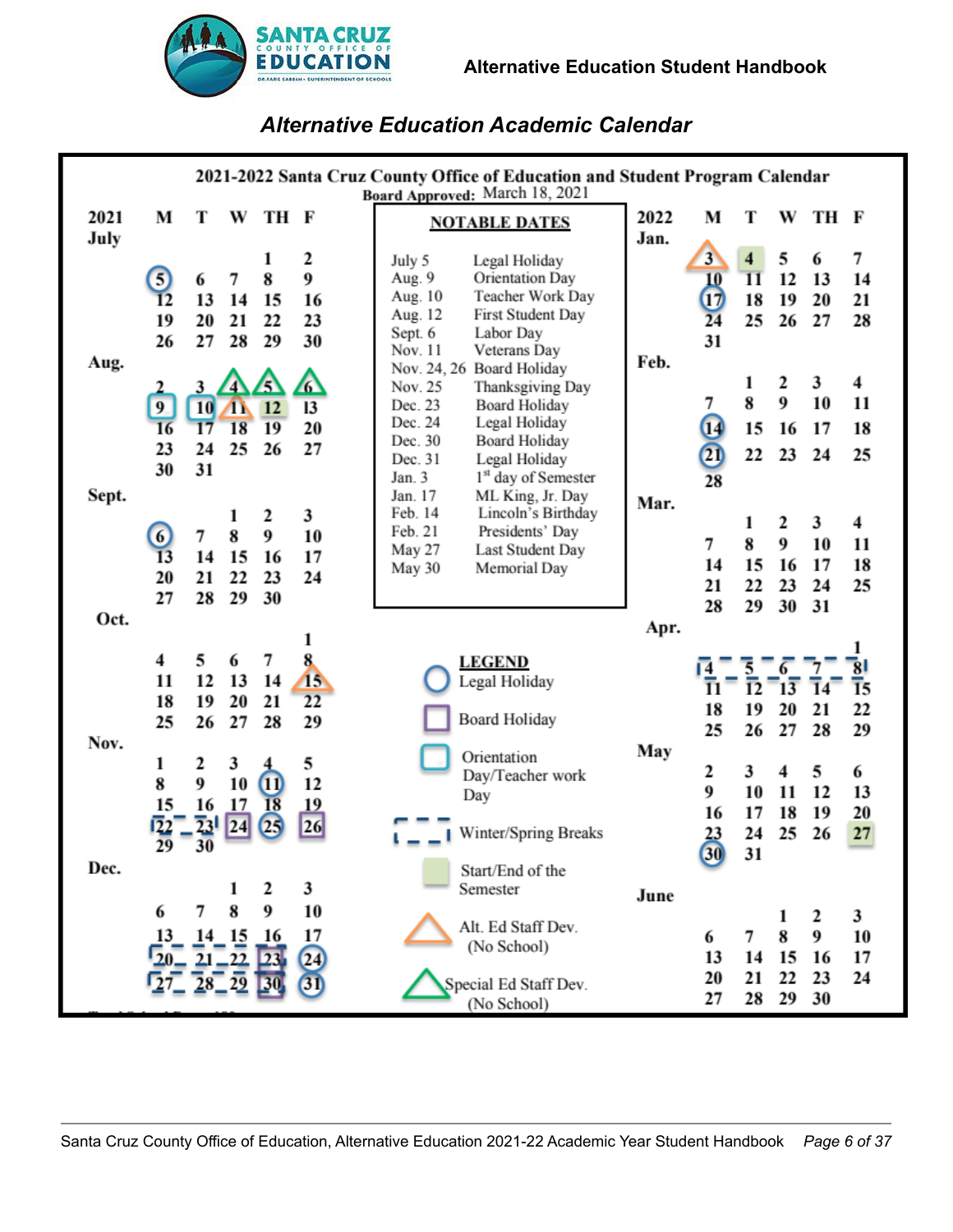## Alternative Education Academic Calendar

### 2021-2022 Santa Cruz County Office of Education and Student Program Calendar

Board Approved: March 18, 2021

**2021 July**

| M | T | W | TH | F |
|---|---|---|---|---|
| | | | 1 | 2 |
| 5 | 6 | 7 | 8 | 9 |
| 12 | 13 | 14 | 15 | 16 |
| 19 | 20 | 21 | 22 | 23 |
| 26 | 27 | 28 | 29 | 30 |

**Aug.**

| M | T | W | TH | F |
|---|---|---|---|---|
| 2 | 3 | 4 | 5 | 6 |
| 9 | 10 | 11 | 12 | 13 |
| 16 | 17 | 18 | 19 | 20 |
| 23 | 24 | 25 | 26 | 27 |
| 30 | 31 | | | |

**Sept.**

| M | T | W | TH | F |
|---|---|---|---|---|
| | | 1 | 2 | 3 |
| 6 | 7 | 8 | 9 | 10 |
| 13 | 14 | 15 | 16 | 17 |
| 20 | 21 | 22 | 23 | 24 |
| 27 | 28 | 29 | 30 | |

**Oct.**

| M | T | W | TH | F |
|---|---|---|---|---|
| | | | | 1 |
| 4 | 5 | 6 | 7 | 8 |
| 11 | 12 | 13 | 14 | 15 |
| 18 | 19 | 20 | 21 | 22 |
| 25 | 26 | 27 | 28 | 29 |

**Nov.**

| M | T | W | TH | F |
|---|---|---|---|---|
| 1 | 2 | 3 | 4 | 5 |
| 8 | 9 | 10 | 11 | 12 |
| 15 | 16 | 17 | 18 | 19 |
| 22 | 23 | 24 | 25 | 26 |
| 29 | 30 | | | |

**Dec.**

| M | T | W | TH | F |
|---|---|---|---|---|
| | | 1 | 2 | 3 |
| 6 | 7 | 8 | 9 | 10 |
| 13 | 14 | 15 | 16 | 17 |
| 20 | 21 | 22 | 23 | 24 |
| 27 | 28 | 29 | 30 | 31 |

**NOTABLE DATES**

| Date | Event |
|---|---|
| July 5 | Legal Holiday |
| Aug. 9 | Orientation Day |
| Aug. 10 | Teacher Work Day |
| Aug. 12 | First Student Day |
| Sept. 6 | Labor Day |
| Nov. 11 | Veterans Day |
| Nov. 24, 26 | Board Holiday |
| Nov. 25 | Thanksgiving Day |
| Dec. 23 | Board Holiday |
| Dec. 24 | Legal Holiday |
| Dec. 30 | Board Holiday |
| Dec. 31 | Legal Holiday |
| Jan. 3 | 1st day of Semester |
| Jan. 17 | ML King, Jr. Day |
| Feb. 14 | Lincoln's Birthday |
| Feb. 21 | Presidents' Day |
| May 27 | Last Student Day |
| May 30 | Memorial Day |

**LEGEND**

- Circle: Legal Holiday
- Square (purple): Board Holiday
- Square (teal): Orientation Day/Teacher work Day
- Dashed box: Winter/Spring Breaks
- Shaded: Start/End of the Semester
- Orange triangle: Alt. Ed Staff Dev. (No School)
- Green triangle: Special Ed Staff Dev. (No School)

**2022 Jan.**

| M | T | W | TH | F |
|---|---|---|---|---|
| 3 | 4 | 5 | 6 | 7 |
| 10 | 11 | 12 | 13 | 14 |
| 17 | 18 | 19 | 20 | 21 |
| 24 | 25 | 26 | 27 | 28 |
| 31 | | | | |

**Feb.**

| M | T | W | TH | F |
|---|---|---|---|---|
| | 1 | 2 | 3 | 4 |
| 7 | 8 | 9 | 10 | 11 |
| 14 | 15 | 16 | 17 | 18 |
| 21 | 22 | 23 | 24 | 25 |
| 28 | | | | |

**Mar.**

| M | T | W | TH | F |
|---|---|---|---|---|
| | 1 | 2 | 3 | 4 |
| 7 | 8 | 9 | 10 | 11 |
| 14 | 15 | 16 | 17 | 18 |
| 21 | 22 | 23 | 24 | 25 |
| 28 | 29 | 30 | 31 | |

**Apr.**

| M | T | W | TH | F |
|---|---|---|---|---|
| | | | | 1 |
| 4 | 5 | 6 | 7 | 8 |
| 11 | 12 | 13 | 14 | 15 |
| 18 | 19 | 20 | 21 | 22 |
| 25 | 26 | 27 | 28 | 29 |

**May**

| M | T | W | TH | F |
|---|---|---|---|---|
| 2 | 3 | 4 | 5 | 6 |
| 9 | 10 | 11 | 12 | 13 |
| 16 | 17 | 18 | 19 | 20 |
| 23 | 24 | 25 | 26 | 27 |
| 30 | 31 | | | |

**June**

| M | T | W | TH | F |
|---|---|---|---|---|
| | | 1 | 2 | 3 |
| 6 | 7 | 8 | 9 | 10 |
| 13 | 14 | 15 | 16 | 17 |
| 20 | 21 | 22 | 23 | 24 |
| 27 | 28 | 29 | 30 | |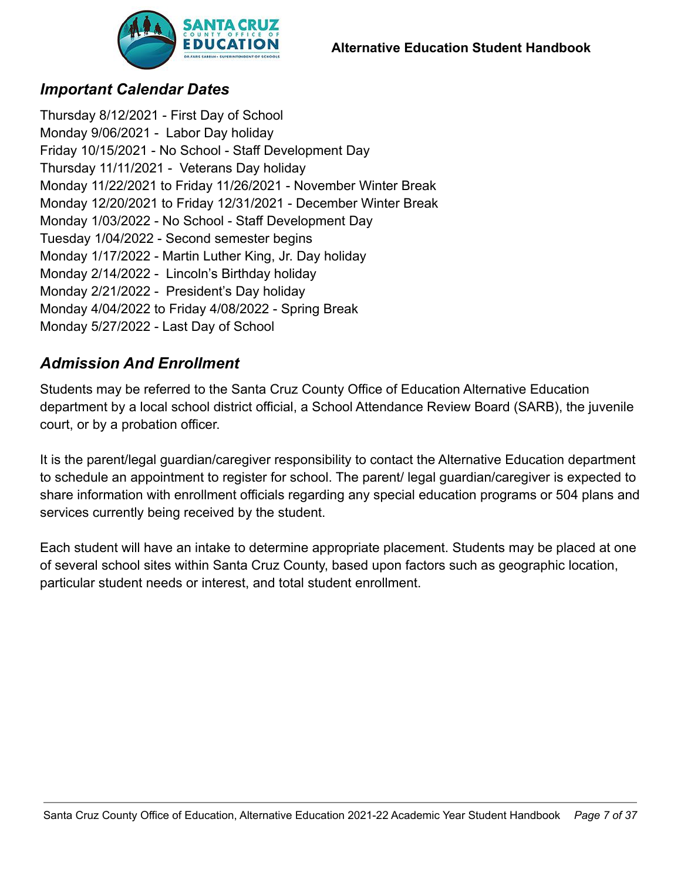## *Important Calendar Dates*

Thursday 8/12/2021 - First Day of School
Monday 9/06/2021 - Labor Day holiday
Friday 10/15/2021 - No School - Staff Development Day
Thursday 11/11/2021 - Veterans Day holiday
Monday 11/22/2021 to Friday 11/26/2021 - November Winter Break
Monday 12/20/2021 to Friday 12/31/2021 - December Winter Break
Monday 1/03/2022 - No School - Staff Development Day
Tuesday 1/04/2022 - Second semester begins
Monday 1/17/2022 - Martin Luther King, Jr. Day holiday
Monday 2/14/2022 - Lincoln's Birthday holiday
Monday 2/21/2022 - President's Day holiday
Monday 4/04/2022 to Friday 4/08/2022 - Spring Break
Monday 5/27/2022 - Last Day of School

## *Admission And Enrollment*

Students may be referred to the Santa Cruz County Office of Education Alternative Education department by a local school district official, a School Attendance Review Board (SARB), the juvenile court, or by a probation officer.

It is the parent/legal guardian/caregiver responsibility to contact the Alternative Education department to schedule an appointment to register for school. The parent/ legal guardian/caregiver is expected to share information with enrollment officials regarding any special education programs or 504 plans and services currently being received by the student.

Each student will have an intake to determine appropriate placement. Students may be placed at one of several school sites within Santa Cruz County, based upon factors such as geographic location, particular student needs or interest, and total student enrollment.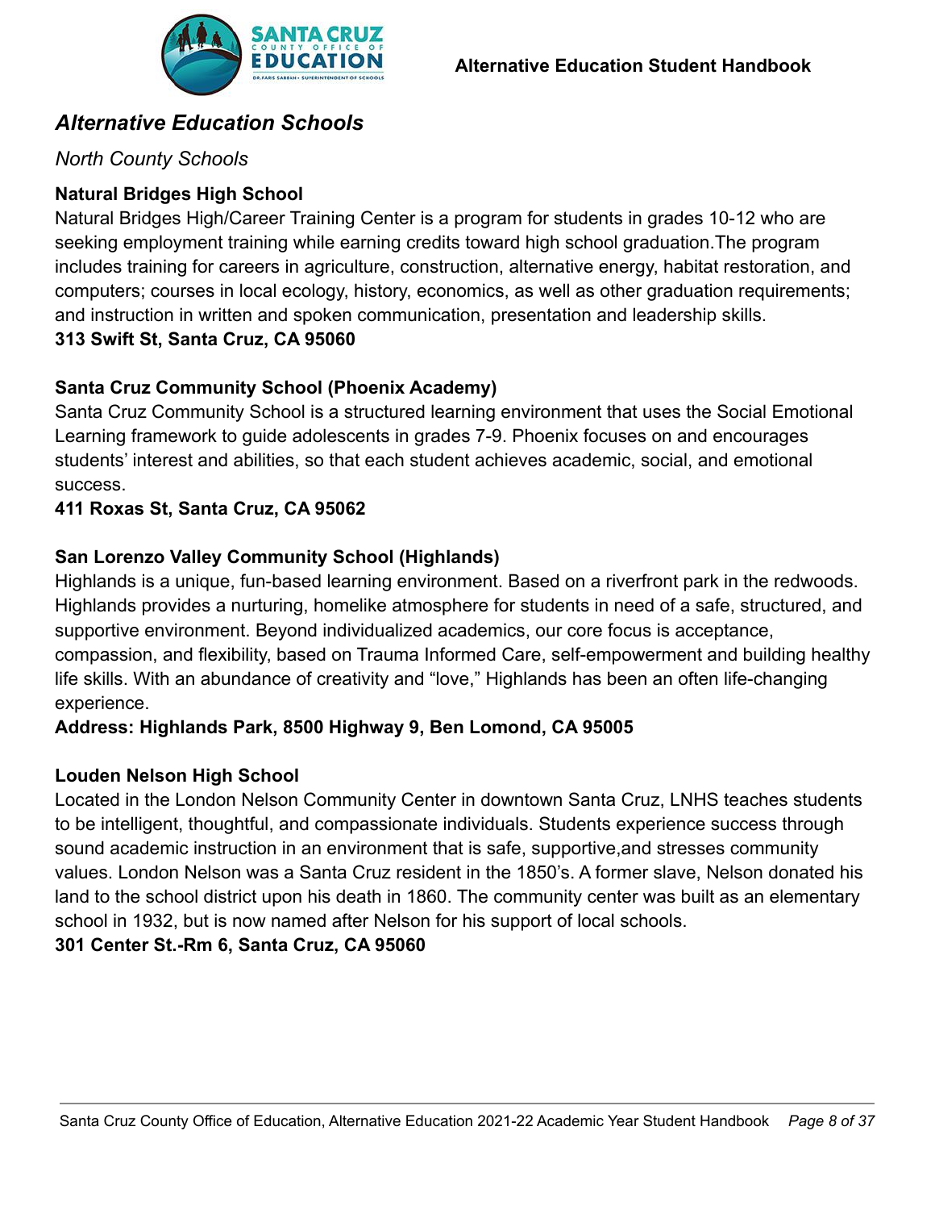## *Alternative Education Schools*

*North County Schools*

**Natural Bridges High School**

Natural Bridges High/Career Training Center is a program for students in grades 10-12 who are seeking employment training while earning credits toward high school graduation.The program includes training for careers in agriculture, construction, alternative energy, habitat restoration, and computers; courses in local ecology, history, economics, as well as other graduation requirements; and instruction in written and spoken communication, presentation and leadership skills.

**313 Swift St, Santa Cruz, CA 95060**

**Santa Cruz Community School (Phoenix Academy)**

Santa Cruz Community School is a structured learning environment that uses the Social Emotional Learning framework to guide adolescents in grades 7-9. Phoenix focuses on and encourages students' interest and abilities, so that each student achieves academic, social, and emotional success.

**411 Roxas St, Santa Cruz, CA 95062**

**San Lorenzo Valley Community School (Highlands)**

Highlands is a unique, fun-based learning environment. Based on a riverfront park in the redwoods. Highlands provides a nurturing, homelike atmosphere for students in need of a safe, structured, and supportive environment. Beyond individualized academics, our core focus is acceptance, compassion, and flexibility, based on Trauma Informed Care, self-empowerment and building healthy life skills. With an abundance of creativity and "love," Highlands has been an often life-changing experience.

**Address: Highlands Park, 8500 Highway 9, Ben Lomond, CA 95005**

**Louden Nelson High School**

Located in the London Nelson Community Center in downtown Santa Cruz, LNHS teaches students to be intelligent, thoughtful, and compassionate individuals. Students experience success through sound academic instruction in an environment that is safe, supportive,and stresses community values. London Nelson was a Santa Cruz resident in the 1850's. A former slave, Nelson donated his land to the school district upon his death in 1860. The community center was built as an elementary school in 1932, but is now named after Nelson for his support of local schools.

**301 Center St.-Rm 6, Santa Cruz, CA 95060**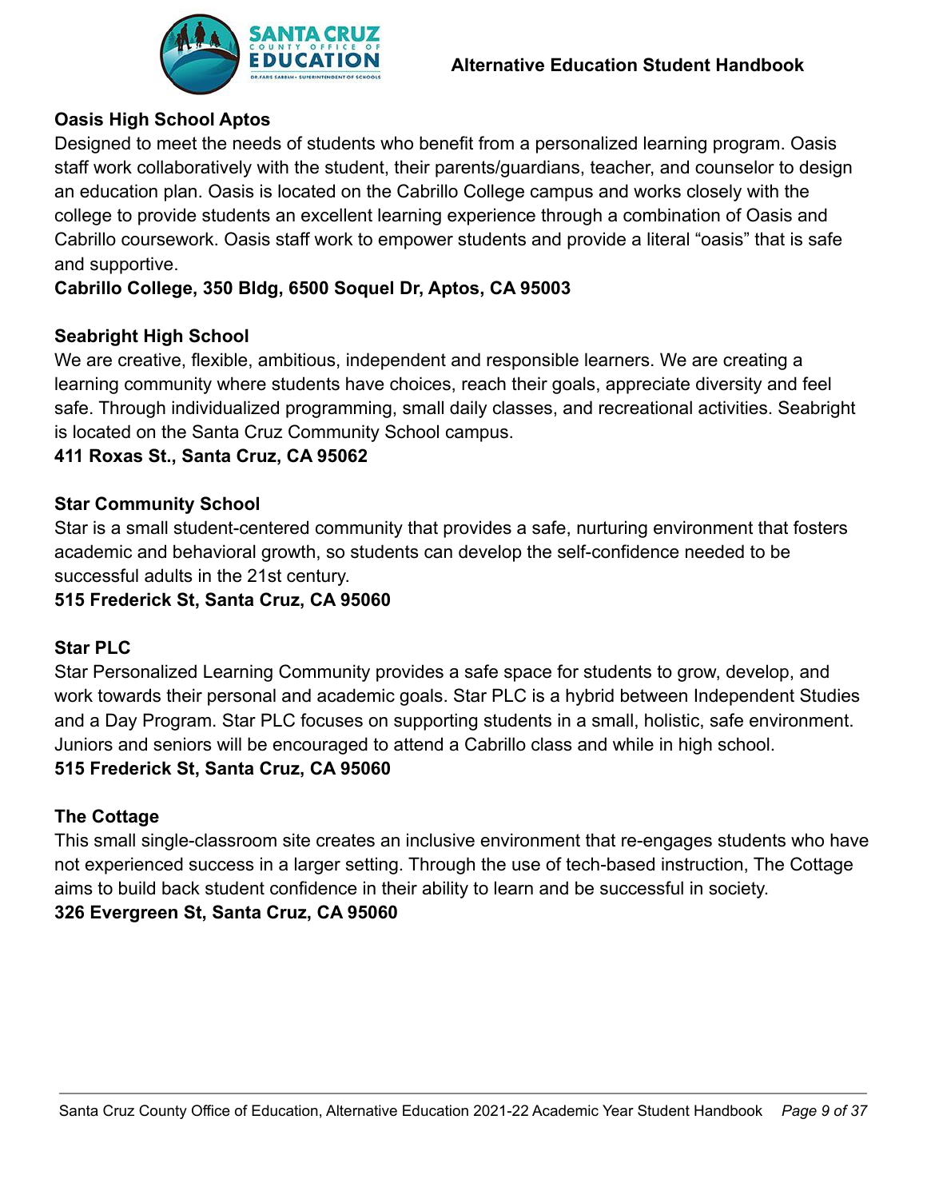### Oasis High School Aptos

Designed to meet the needs of students who benefit from a personalized learning program. Oasis staff work collaboratively with the student, their parents/guardians, teacher, and counselor to design an education plan. Oasis is located on the Cabrillo College campus and works closely with the college to provide students an excellent learning experience through a combination of Oasis and Cabrillo coursework. Oasis staff work to empower students and provide a literal "oasis" that is safe and supportive.

**Cabrillo College, 350 Bldg, 6500 Soquel Dr, Aptos, CA 95003**

### Seabright High School

We are creative, flexible, ambitious, independent and responsible learners. We are creating a learning community where students have choices, reach their goals, appreciate diversity and feel safe. Through individualized programming, small daily classes, and recreational activities. Seabright is located on the Santa Cruz Community School campus.

**411 Roxas St., Santa Cruz, CA 95062**

### Star Community School

Star is a small student-centered community that provides a safe, nurturing environment that fosters academic and behavioral growth, so students can develop the self-confidence needed to be successful adults in the 21st century.

**515 Frederick St, Santa Cruz, CA 95060**

### Star PLC

Star Personalized Learning Community provides a safe space for students to grow, develop, and work towards their personal and academic goals. Star PLC is a hybrid between Independent Studies and a Day Program. Star PLC focuses on supporting students in a small, holistic, safe environment. Juniors and seniors will be encouraged to attend a Cabrillo class and while in high school.

**515 Frederick St, Santa Cruz, CA 95060**

### The Cottage

This small single-classroom site creates an inclusive environment that re-engages students who have not experienced success in a larger setting. Through the use of tech-based instruction, The Cottage aims to build back student confidence in their ability to learn and be successful in society.

**326 Evergreen St, Santa Cruz, CA 95060**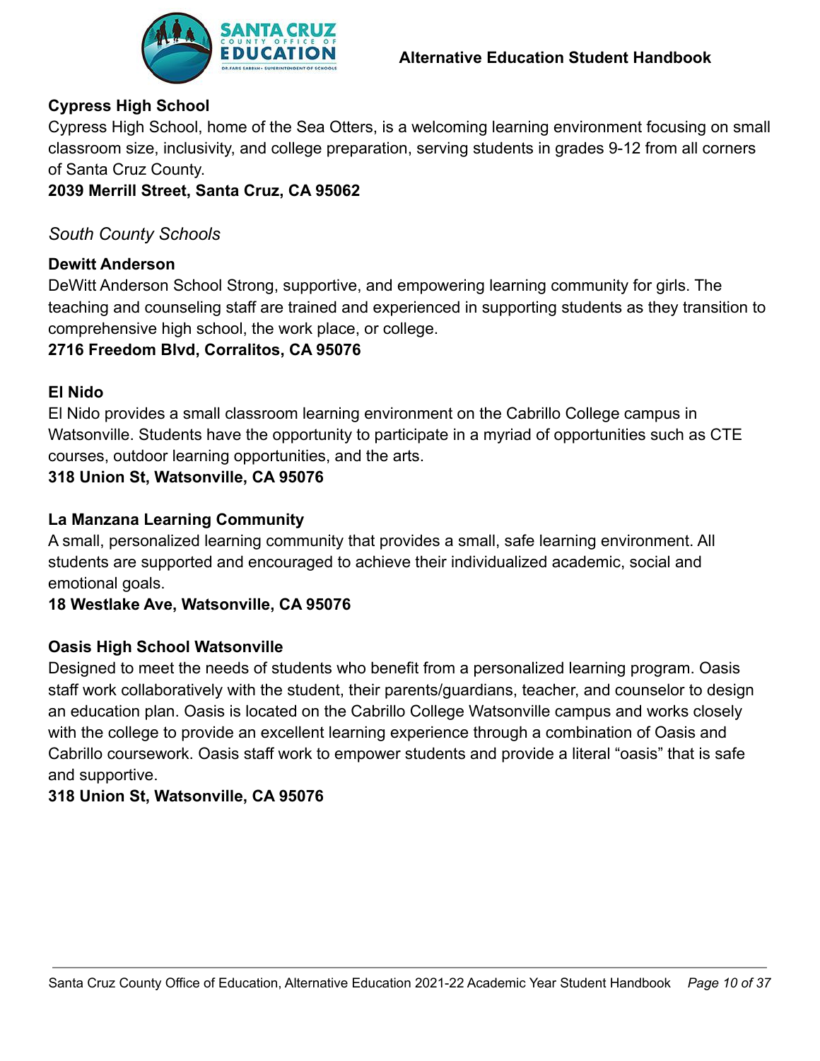**Cypress High School**

Cypress High School, home of the Sea Otters, is a welcoming learning environment focusing on small classroom size, inclusivity, and college preparation, serving students in grades 9-12 from all corners of Santa Cruz County.

**2039 Merrill Street, Santa Cruz, CA 95062**

*South County Schools*

**Dewitt Anderson**

DeWitt Anderson School Strong, supportive, and empowering learning community for girls. The teaching and counseling staff are trained and experienced in supporting students as they transition to comprehensive high school, the work place, or college.

**2716 Freedom Blvd, Corralitos, CA 95076**

**El Nido**

El Nido provides a small classroom learning environment on the Cabrillo College campus in Watsonville. Students have the opportunity to participate in a myriad of opportunities such as CTE courses, outdoor learning opportunities, and the arts.

**318 Union St, Watsonville, CA 95076**

**La Manzana Learning Community**

A small, personalized learning community that provides a small, safe learning environment. All students are supported and encouraged to achieve their individualized academic, social and emotional goals.

**18 Westlake Ave, Watsonville, CA 95076**

**Oasis High School Watsonville**

Designed to meet the needs of students who benefit from a personalized learning program. Oasis staff work collaboratively with the student, their parents/guardians, teacher, and counselor to design an education plan. Oasis is located on the Cabrillo College Watsonville campus and works closely with the college to provide an excellent learning experience through a combination of Oasis and Cabrillo coursework. Oasis staff work to empower students and provide a literal "oasis" that is safe and supportive.

**318 Union St, Watsonville, CA 95076**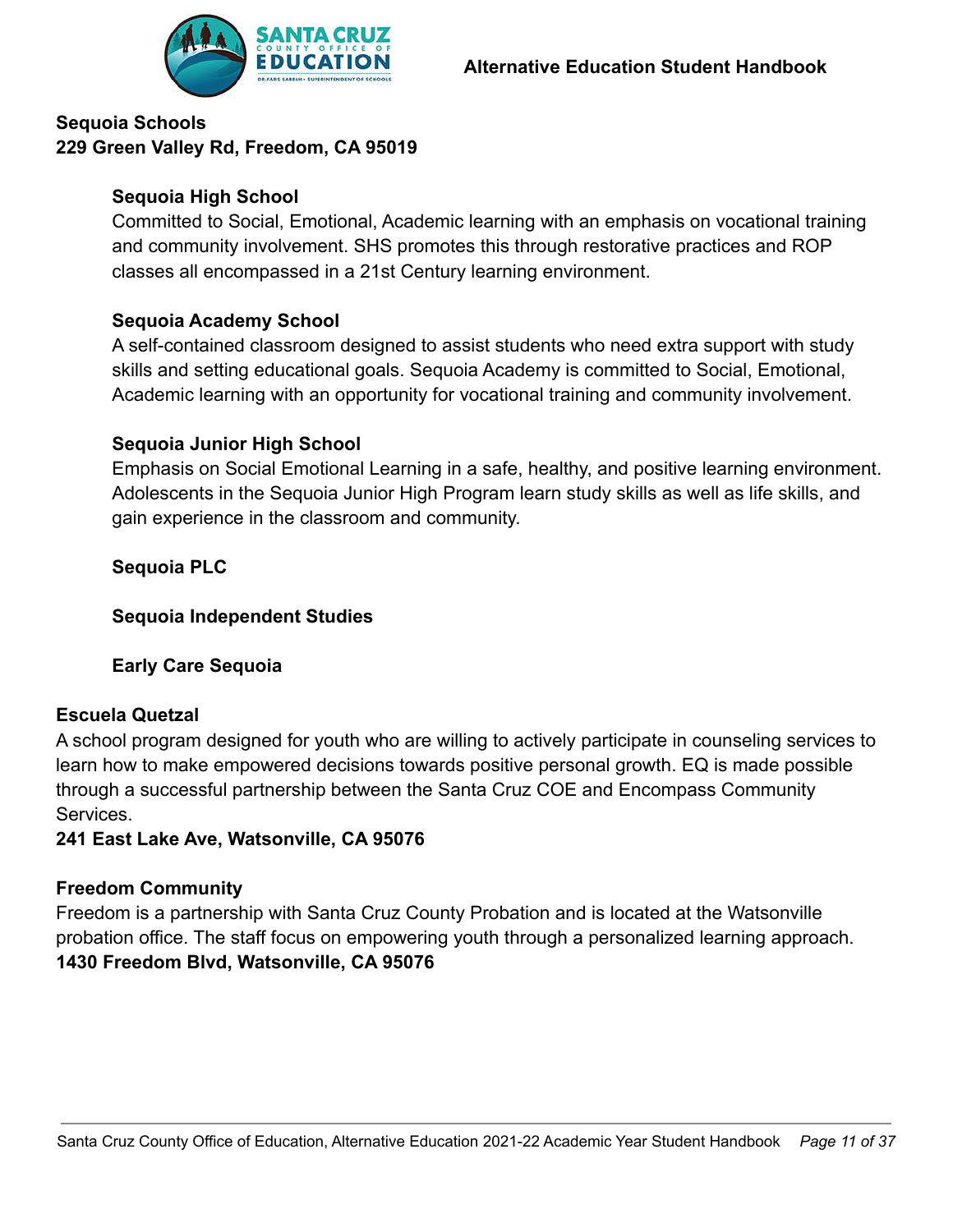**Sequoia Schools**
**229 Green Valley Rd, Freedom, CA 95019**

**Sequoia High School**
Committed to Social, Emotional, Academic learning with an emphasis on vocational training and community involvement. SHS promotes this through restorative practices and ROP classes all encompassed in a 21st Century learning environment.

**Sequoia Academy School**
A self-contained classroom designed to assist students who need extra support with study skills and setting educational goals. Sequoia Academy is committed to Social, Emotional, Academic learning with an opportunity for vocational training and community involvement.

**Sequoia Junior High School**
Emphasis on Social Emotional Learning in a safe, healthy, and positive learning environment. Adolescents in the Sequoia Junior High Program learn study skills as well as life skills, and gain experience in the classroom and community.

**Sequoia PLC**

**Sequoia Independent Studies**

**Early Care Sequoia**

**Escuela Quetzal**
A school program designed for youth who are willing to actively participate in counseling services to learn how to make empowered decisions towards positive personal growth. EQ is made possible through a successful partnership between the Santa Cruz COE and Encompass Community Services.
**241 East Lake Ave, Watsonville, CA 95076**

**Freedom Community**
Freedom is a partnership with Santa Cruz County Probation and is located at the Watsonville probation office. The staff focus on empowering youth through a personalized learning approach.
**1430 Freedom Blvd, Watsonville, CA 95076**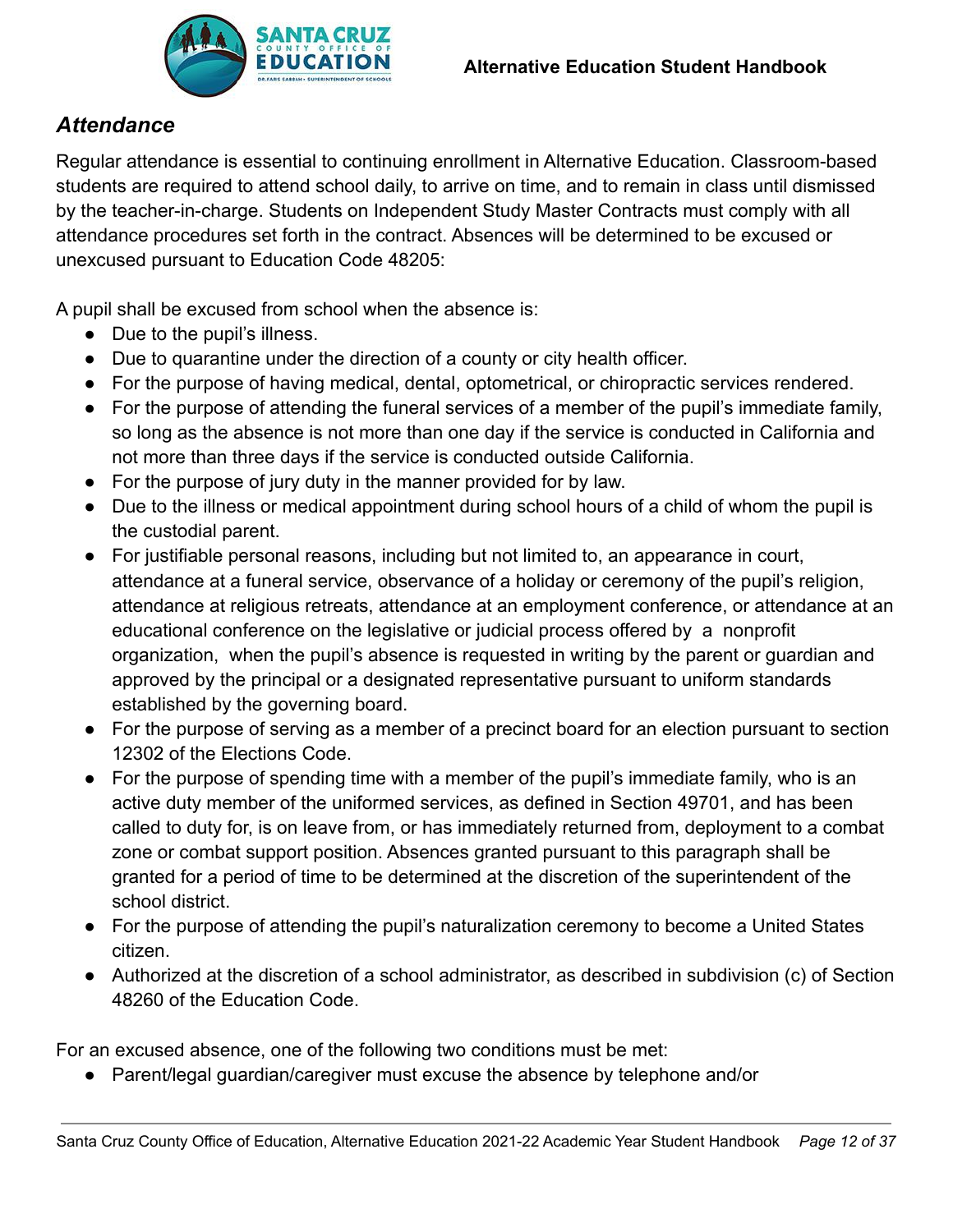## *Attendance*

Regular attendance is essential to continuing enrollment in Alternative Education. Classroom-based students are required to attend school daily, to arrive on time, and to remain in class until dismissed by the teacher-in-charge. Students on Independent Study Master Contracts must comply with all attendance procedures set forth in the contract. Absences will be determined to be excused or unexcused pursuant to Education Code 48205:

A pupil shall be excused from school when the absence is:

- Due to the pupil's illness.
- Due to quarantine under the direction of a county or city health officer.
- For the purpose of having medical, dental, optometrical, or chiropractic services rendered.
- For the purpose of attending the funeral services of a member of the pupil's immediate family, so long as the absence is not more than one day if the service is conducted in California and not more than three days if the service is conducted outside California.
- For the purpose of jury duty in the manner provided for by law.
- Due to the illness or medical appointment during school hours of a child of whom the pupil is the custodial parent.
- For justifiable personal reasons, including but not limited to, an appearance in court, attendance at a funeral service, observance of a holiday or ceremony of the pupil's religion, attendance at religious retreats, attendance at an employment conference, or attendance at an educational conference on the legislative or judicial process offered by a nonprofit organization, when the pupil's absence is requested in writing by the parent or guardian and approved by the principal or a designated representative pursuant to uniform standards established by the governing board.
- For the purpose of serving as a member of a precinct board for an election pursuant to section 12302 of the Elections Code.
- For the purpose of spending time with a member of the pupil's immediate family, who is an active duty member of the uniformed services, as defined in Section 49701, and has been called to duty for, is on leave from, or has immediately returned from, deployment to a combat zone or combat support position. Absences granted pursuant to this paragraph shall be granted for a period of time to be determined at the discretion of the superintendent of the school district.
- For the purpose of attending the pupil's naturalization ceremony to become a United States citizen.
- Authorized at the discretion of a school administrator, as described in subdivision (c) of Section 48260 of the Education Code.

For an excused absence, one of the following two conditions must be met:

- Parent/legal guardian/caregiver must excuse the absence by telephone and/or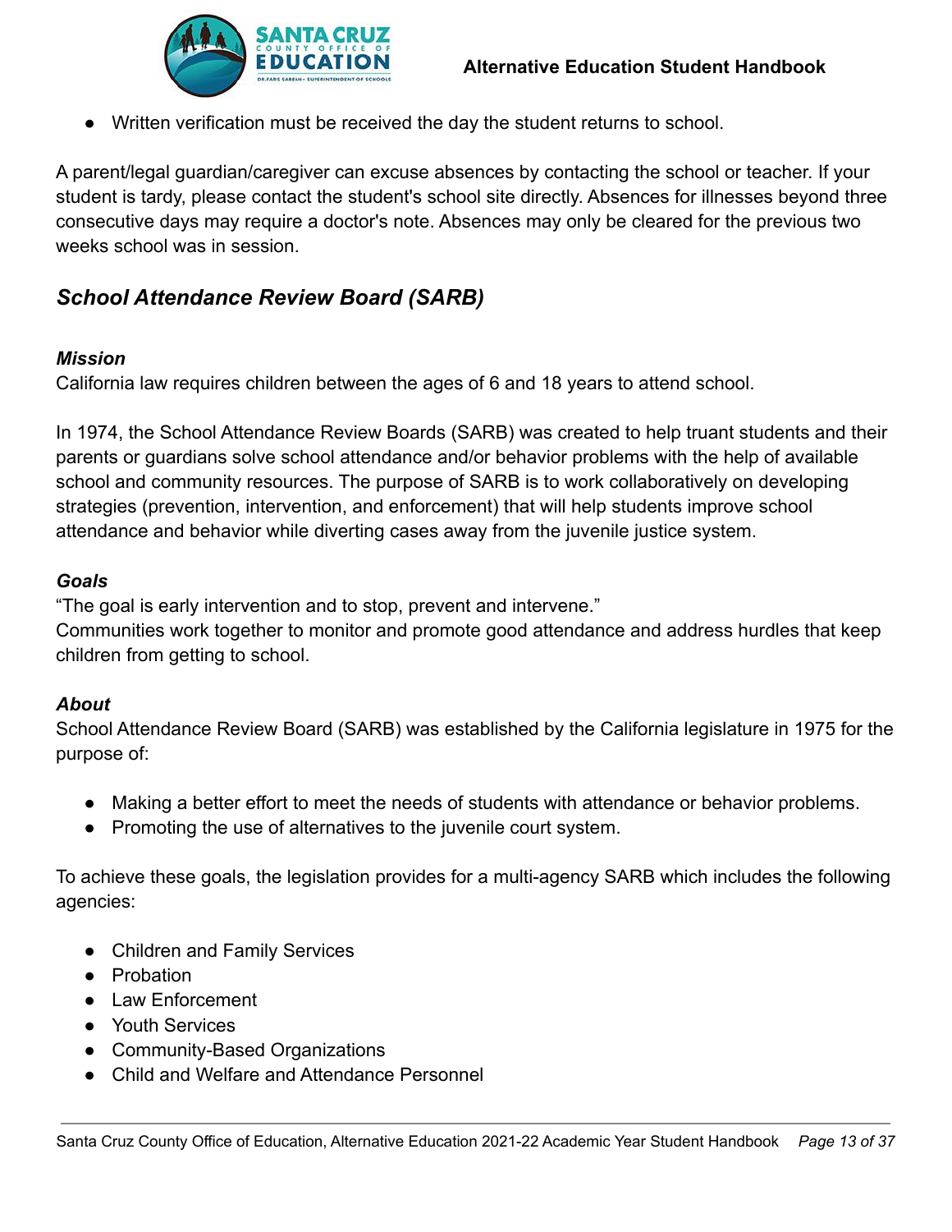- Written verification must be received the day the student returns to school.

A parent/legal guardian/caregiver can excuse absences by contacting the school or teacher. If your student is tardy, please contact the student's school site directly. Absences for illnesses beyond three consecutive days may require a doctor's note. Absences may only be cleared for the previous two weeks school was in session.

## *School Attendance Review Board (SARB)*

***Mission***

California law requires children between the ages of 6 and 18 years to attend school.

In 1974, the School Attendance Review Boards (SARB) was created to help truant students and their parents or guardians solve school attendance and/or behavior problems with the help of available school and community resources. The purpose of SARB is to work collaboratively on developing strategies (prevention, intervention, and enforcement) that will help students improve school attendance and behavior while diverting cases away from the juvenile justice system.

***Goals***

"The goal is early intervention and to stop, prevent and intervene."
Communities work together to monitor and promote good attendance and address hurdles that keep children from getting to school.

***About***

School Attendance Review Board (SARB) was established by the California legislature in 1975 for the purpose of:

- Making a better effort to meet the needs of students with attendance or behavior problems.
- Promoting the use of alternatives to the juvenile court system.

To achieve these goals, the legislation provides for a multi-agency SARB which includes the following agencies:

- Children and Family Services
- Probation
- Law Enforcement
- Youth Services
- Community-Based Organizations
- Child and Welfare and Attendance Personnel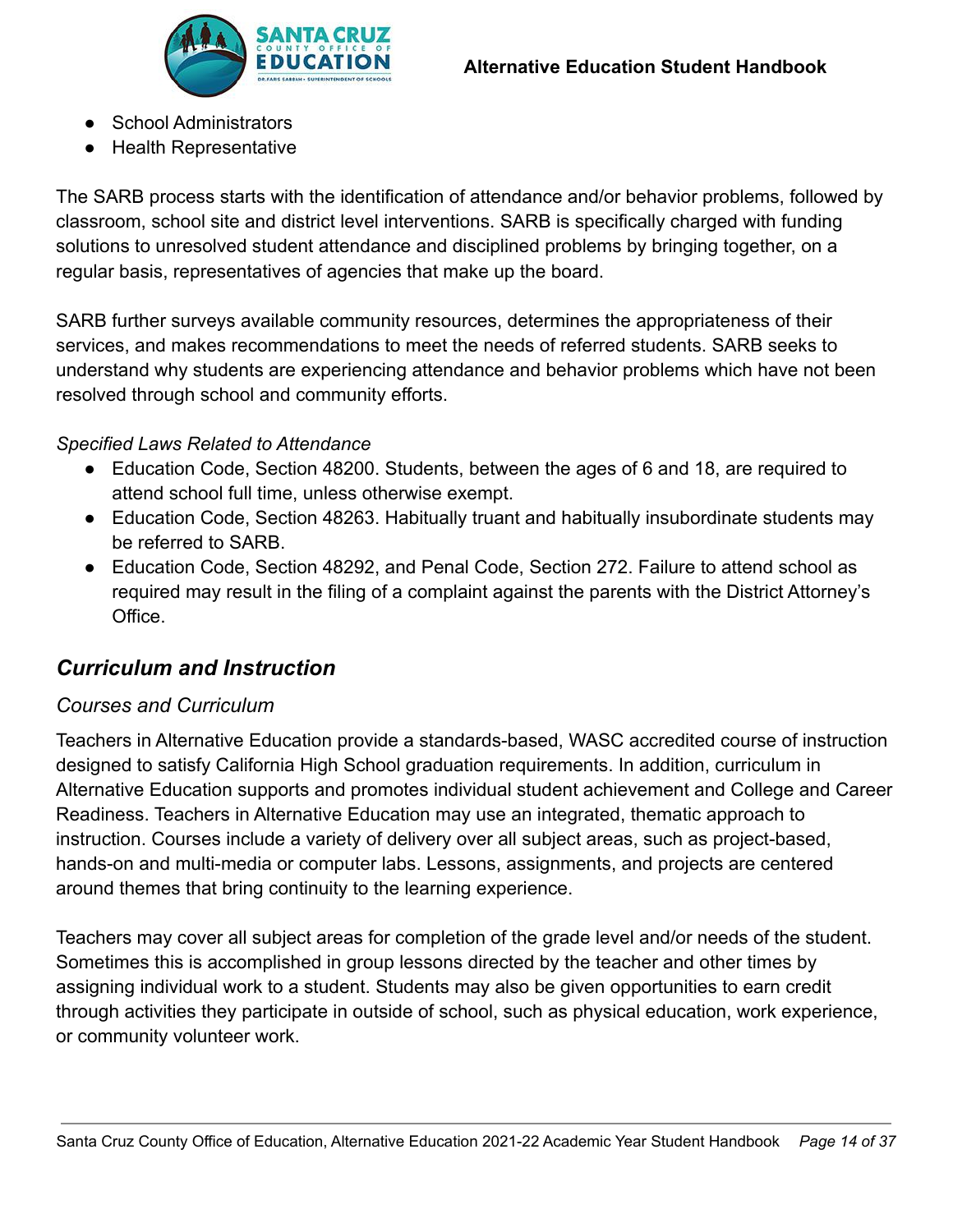- School Administrators
- Health Representative

The SARB process starts with the identification of attendance and/or behavior problems, followed by classroom, school site and district level interventions. SARB is specifically charged with funding solutions to unresolved student attendance and disciplined problems by bringing together, on a regular basis, representatives of agencies that make up the board.

SARB further surveys available community resources, determines the appropriateness of their services, and makes recommendations to meet the needs of referred students. SARB seeks to understand why students are experiencing attendance and behavior problems which have not been resolved through school and community efforts.

*Specified Laws Related to Attendance*

- Education Code, Section 48200. Students, between the ages of 6 and 18, are required to attend school full time, unless otherwise exempt.
- Education Code, Section 48263. Habitually truant and habitually insubordinate students may be referred to SARB.
- Education Code, Section 48292, and Penal Code, Section 272. Failure to attend school as required may result in the filing of a complaint against the parents with the District Attorney's Office.

## *Curriculum and Instruction*

### *Courses and Curriculum*

Teachers in Alternative Education provide a standards-based, WASC accredited course of instruction designed to satisfy California High School graduation requirements. In addition, curriculum in Alternative Education supports and promotes individual student achievement and College and Career Readiness. Teachers in Alternative Education may use an integrated, thematic approach to instruction. Courses include a variety of delivery over all subject areas, such as project-based, hands-on and multi-media or computer labs. Lessons, assignments, and projects are centered around themes that bring continuity to the learning experience.

Teachers may cover all subject areas for completion of the grade level and/or needs of the student. Sometimes this is accomplished in group lessons directed by the teacher and other times by assigning individual work to a student. Students may also be given opportunities to earn credit through activities they participate in outside of school, such as physical education, work experience, or community volunteer work.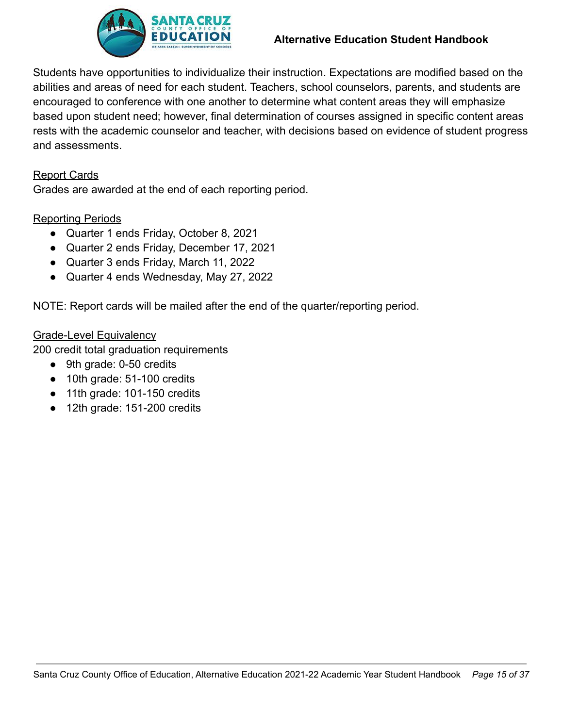Students have opportunities to individualize their instruction. Expectations are modified based on the abilities and areas of need for each student. Teachers, school counselors, parents, and students are encouraged to conference with one another to determine what content areas they will emphasize based upon student need; however, final determination of courses assigned in specific content areas rests with the academic counselor and teacher, with decisions based on evidence of student progress and assessments.

<u>Report Cards</u>

Grades are awarded at the end of each reporting period.

<u>Reporting Periods</u>

- Quarter 1 ends Friday, October 8, 2021
- Quarter 2 ends Friday, December 17, 2021
- Quarter 3 ends Friday, March 11, 2022
- Quarter 4 ends Wednesday, May 27, 2022

NOTE: Report cards will be mailed after the end of the quarter/reporting period.

<u>Grade-Level Equivalency</u>

200 credit total graduation requirements

- 9th grade: 0-50 credits
- 10th grade: 51-100 credits
- 11th grade: 101-150 credits
- 12th grade: 151-200 credits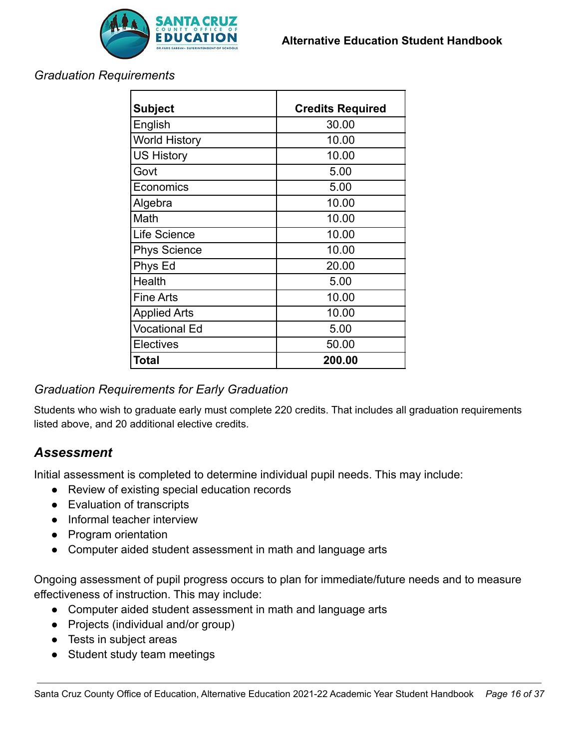*Graduation Requirements*

| Subject | Credits Required |
|---|---|
| English | 30.00 |
| World History | 10.00 |
| US History | 10.00 |
| Govt | 5.00 |
| Economics | 5.00 |
| Algebra | 10.00 |
| Math | 10.00 |
| Life Science | 10.00 |
| Phys Science | 10.00 |
| Phys Ed | 20.00 |
| Health | 5.00 |
| Fine Arts | 10.00 |
| Applied Arts | 10.00 |
| Vocational Ed | 5.00 |
| Electives | 50.00 |
| **Total** | **200.00** |

*Graduation Requirements for Early Graduation*

Students who wish to graduate early must complete 220 credits. That includes all graduation requirements listed above, and 20 additional elective credits.

## *Assessment*

Initial assessment is completed to determine individual pupil needs. This may include:

- Review of existing special education records
- Evaluation of transcripts
- Informal teacher interview
- Program orientation
- Computer aided student assessment in math and language arts

Ongoing assessment of pupil progress occurs to plan for immediate/future needs and to measure effectiveness of instruction. This may include:

- Computer aided student assessment in math and language arts
- Projects (individual and/or group)
- Tests in subject areas
- Student study team meetings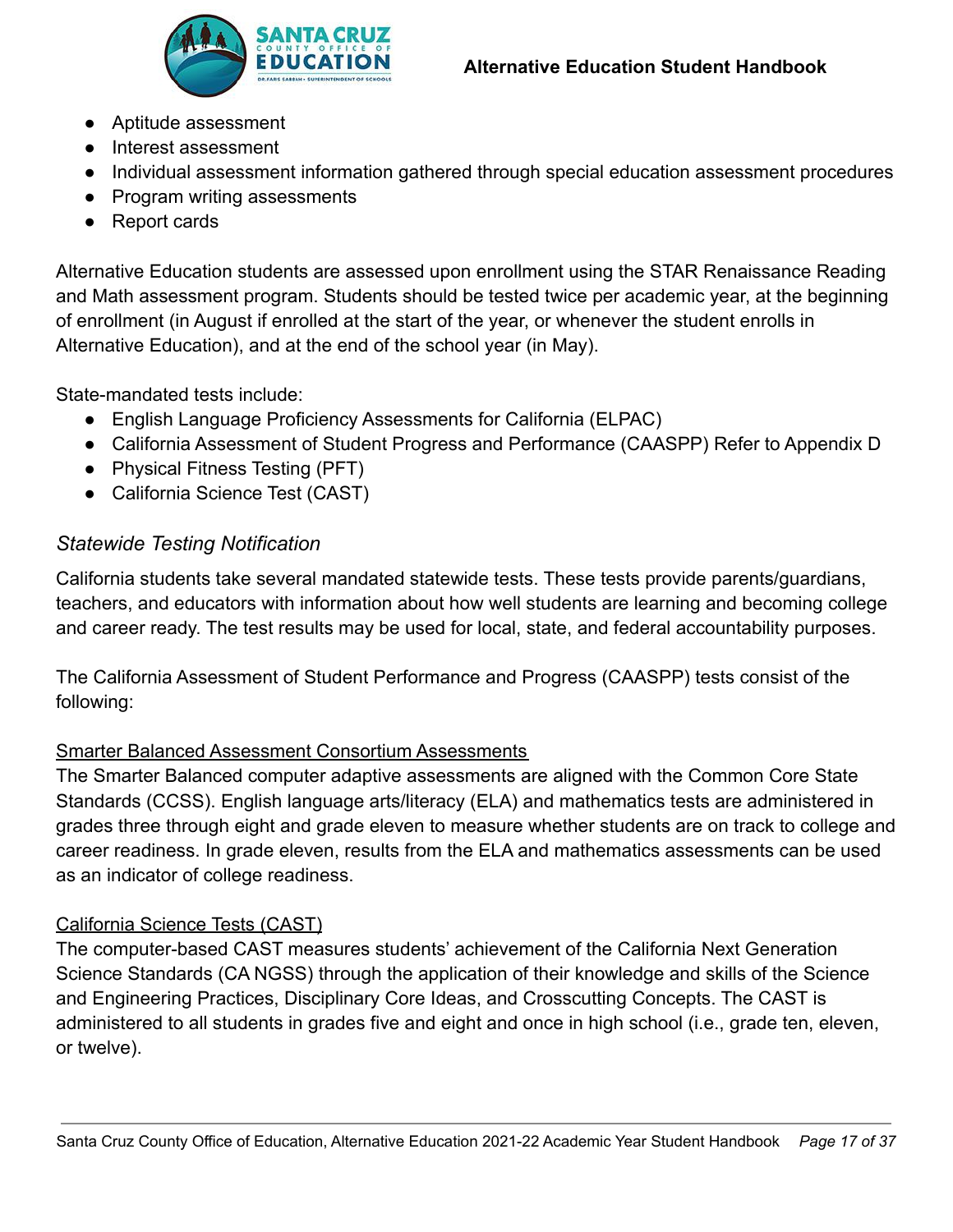- Aptitude assessment
- Interest assessment
- Individual assessment information gathered through special education assessment procedures
- Program writing assessments
- Report cards

Alternative Education students are assessed upon enrollment using the STAR Renaissance Reading and Math assessment program. Students should be tested twice per academic year, at the beginning of enrollment (in August if enrolled at the start of the year, or whenever the student enrolls in Alternative Education), and at the end of the school year (in May).

State-mandated tests include:

- English Language Proficiency Assessments for California (ELPAC)
- California Assessment of Student Progress and Performance (CAASPP) Refer to Appendix D
- Physical Fitness Testing (PFT)
- California Science Test (CAST)

### *Statewide Testing Notification*

California students take several mandated statewide tests. These tests provide parents/guardians, teachers, and educators with information about how well students are learning and becoming college and career ready. The test results may be used for local, state, and federal accountability purposes.

The California Assessment of Student Performance and Progress (CAASPP) tests consist of the following:

<u>Smarter Balanced Assessment Consortium Assessments</u>
The Smarter Balanced computer adaptive assessments are aligned with the Common Core State Standards (CCSS). English language arts/literacy (ELA) and mathematics tests are administered in grades three through eight and grade eleven to measure whether students are on track to college and career readiness. In grade eleven, results from the ELA and mathematics assessments can be used as an indicator of college readiness.

<u>California Science Tests (CAST)</u>
The computer-based CAST measures students' achievement of the California Next Generation Science Standards (CA NGSS) through the application of their knowledge and skills of the Science and Engineering Practices, Disciplinary Core Ideas, and Crosscutting Concepts. The CAST is administered to all students in grades five and eight and once in high school (i.e., grade ten, eleven, or twelve).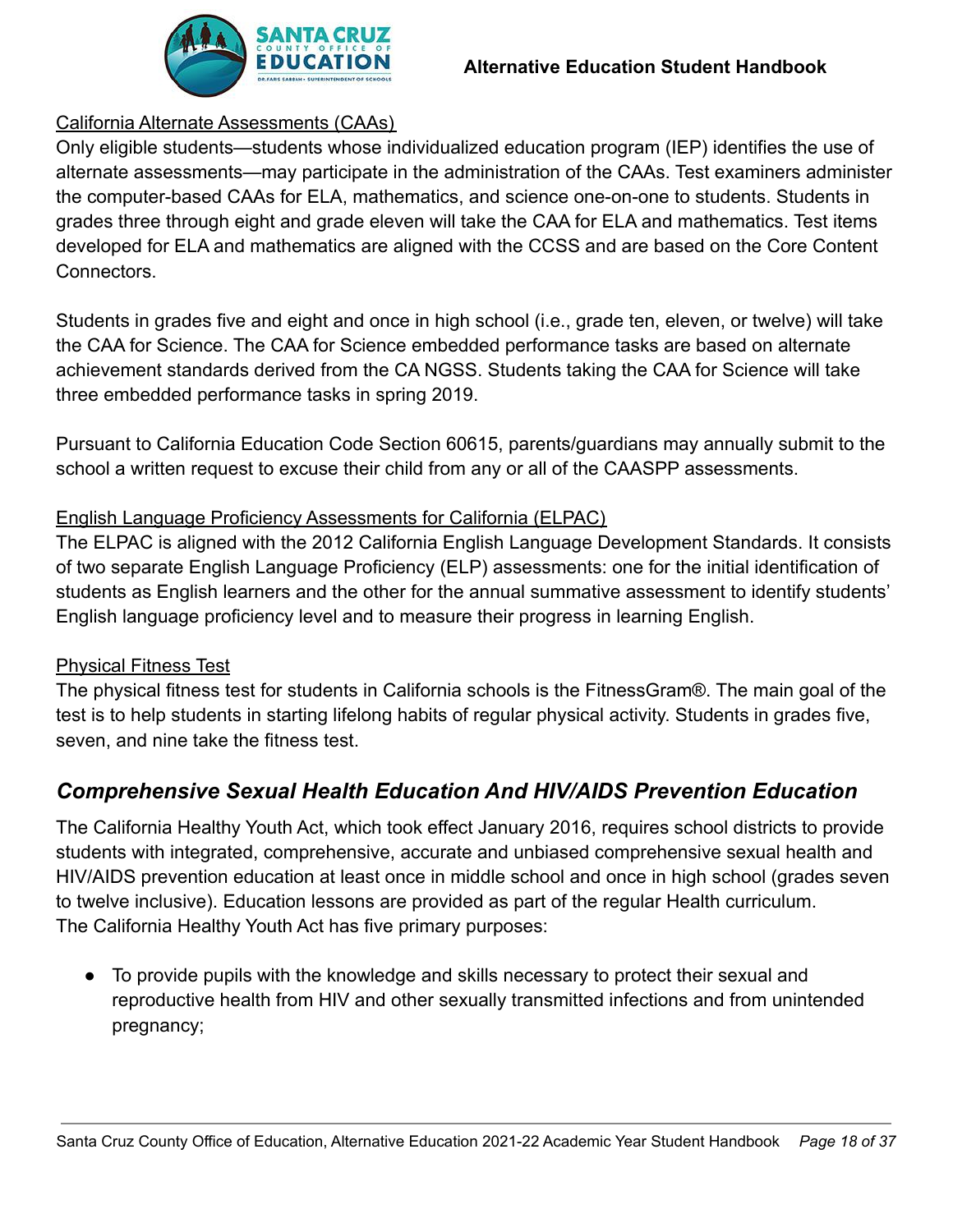California Alternate Assessments (CAAs)

Only eligible students—students whose individualized education program (IEP) identifies the use of alternate assessments—may participate in the administration of the CAAs. Test examiners administer the computer-based CAAs for ELA, mathematics, and science one-on-one to students. Students in grades three through eight and grade eleven will take the CAA for ELA and mathematics. Test items developed for ELA and mathematics are aligned with the CCSS and are based on the Core Content Connectors.

Students in grades five and eight and once in high school (i.e., grade ten, eleven, or twelve) will take the CAA for Science. The CAA for Science embedded performance tasks are based on alternate achievement standards derived from the CA NGSS. Students taking the CAA for Science will take three embedded performance tasks in spring 2019.

Pursuant to California Education Code Section 60615, parents/guardians may annually submit to the school a written request to excuse their child from any or all of the CAASPP assessments.

English Language Proficiency Assessments for California (ELPAC)

The ELPAC is aligned with the 2012 California English Language Development Standards. It consists of two separate English Language Proficiency (ELP) assessments: one for the initial identification of students as English learners and the other for the annual summative assessment to identify students' English language proficiency level and to measure their progress in learning English.

Physical Fitness Test

The physical fitness test for students in California schools is the FitnessGram®. The main goal of the test is to help students in starting lifelong habits of regular physical activity. Students in grades five, seven, and nine take the fitness test.

## *Comprehensive Sexual Health Education And HIV/AIDS Prevention Education*

The California Healthy Youth Act, which took effect January 2016, requires school districts to provide students with integrated, comprehensive, accurate and unbiased comprehensive sexual health and HIV/AIDS prevention education at least once in middle school and once in high school (grades seven to twelve inclusive). Education lessons are provided as part of the regular Health curriculum.
The California Healthy Youth Act has five primary purposes:

- To provide pupils with the knowledge and skills necessary to protect their sexual and reproductive health from HIV and other sexually transmitted infections and from unintended pregnancy;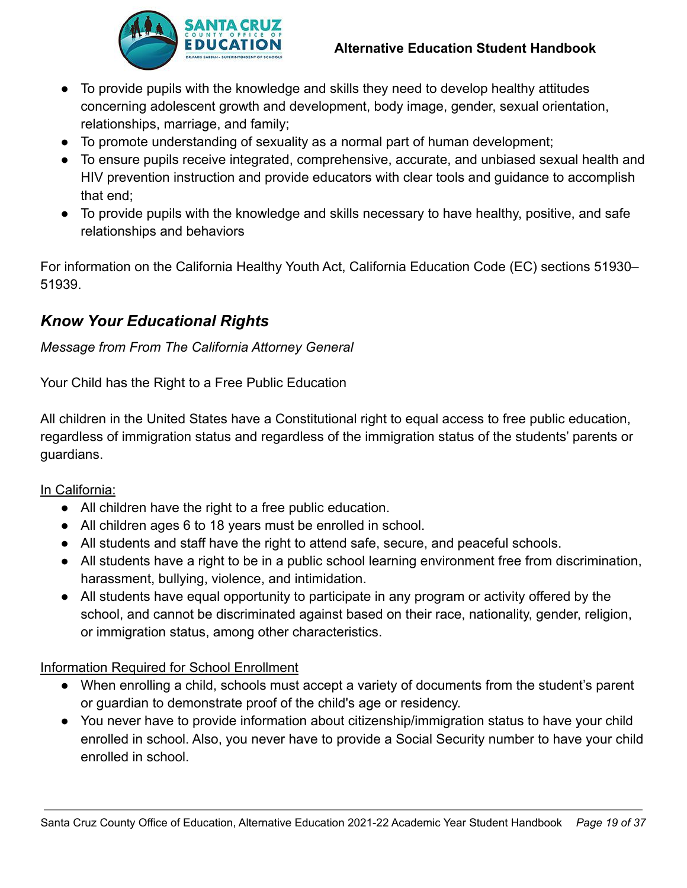- To provide pupils with the knowledge and skills they need to develop healthy attitudes concerning adolescent growth and development, body image, gender, sexual orientation, relationships, marriage, and family;
- To promote understanding of sexuality as a normal part of human development;
- To ensure pupils receive integrated, comprehensive, accurate, and unbiased sexual health and HIV prevention instruction and provide educators with clear tools and guidance to accomplish that end;
- To provide pupils with the knowledge and skills necessary to have healthy, positive, and safe relationships and behaviors

For information on the California Healthy Youth Act, California Education Code (EC) sections 51930–51939.

## *Know Your Educational Rights*

*Message from From The California Attorney General*

Your Child has the Right to a Free Public Education

All children in the United States have a Constitutional right to equal access to free public education, regardless of immigration status and regardless of the immigration status of the students' parents or guardians.

<u>In California:</u>

- All children have the right to a free public education.
- All children ages 6 to 18 years must be enrolled in school.
- All students and staff have the right to attend safe, secure, and peaceful schools.
- All students have a right to be in a public school learning environment free from discrimination, harassment, bullying, violence, and intimidation.
- All students have equal opportunity to participate in any program or activity offered by the school, and cannot be discriminated against based on their race, nationality, gender, religion, or immigration status, among other characteristics.

<u>Information Required for School Enrollment</u>

- When enrolling a child, schools must accept a variety of documents from the student's parent or guardian to demonstrate proof of the child's age or residency.
- You never have to provide information about citizenship/immigration status to have your child enrolled in school. Also, you never have to provide a Social Security number to have your child enrolled in school.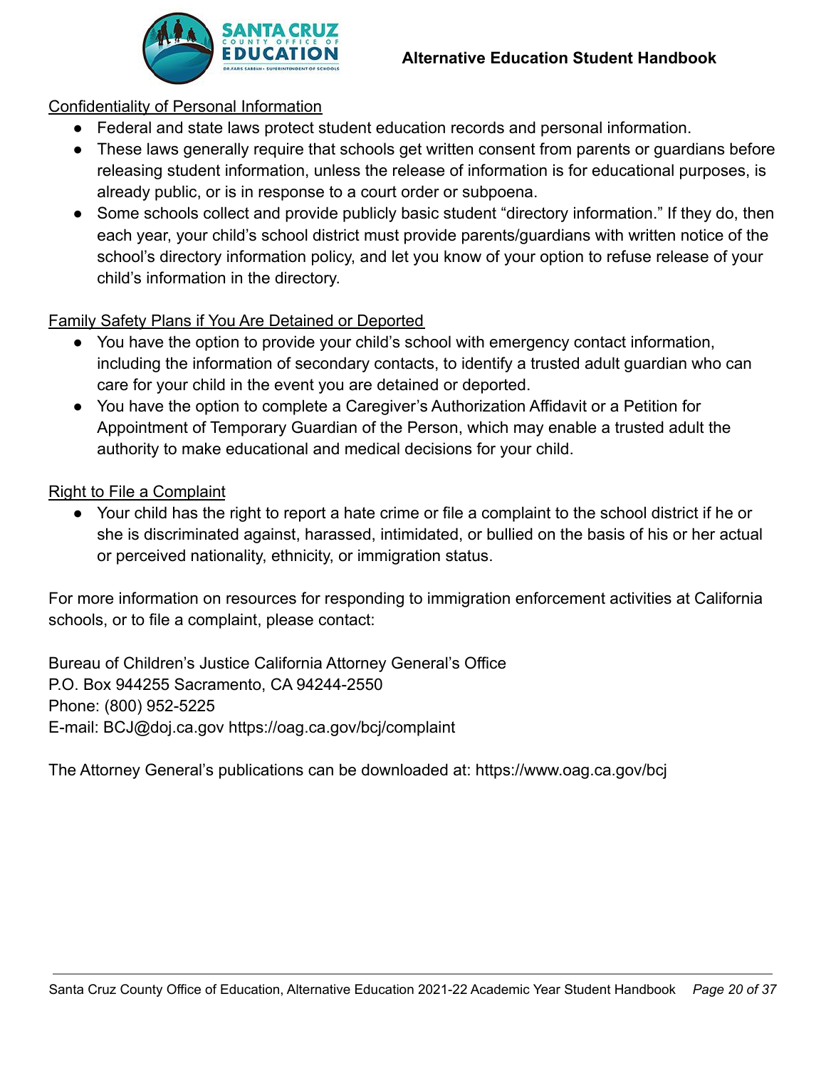Confidentiality of Personal Information

- Federal and state laws protect student education records and personal information.
- These laws generally require that schools get written consent from parents or guardians before releasing student information, unless the release of information is for educational purposes, is already public, or is in response to a court order or subpoena.
- Some schools collect and provide publicly basic student "directory information." If they do, then each year, your child's school district must provide parents/guardians with written notice of the school's directory information policy, and let you know of your option to refuse release of your child's information in the directory.

Family Safety Plans if You Are Detained or Deported

- You have the option to provide your child's school with emergency contact information, including the information of secondary contacts, to identify a trusted adult guardian who can care for your child in the event you are detained or deported.
- You have the option to complete a Caregiver's Authorization Affidavit or a Petition for Appointment of Temporary Guardian of the Person, which may enable a trusted adult the authority to make educational and medical decisions for your child.

Right to File a Complaint

- Your child has the right to report a hate crime or file a complaint to the school district if he or she is discriminated against, harassed, intimidated, or bullied on the basis of his or her actual or perceived nationality, ethnicity, or immigration status.

For more information on resources for responding to immigration enforcement activities at California schools, or to file a complaint, please contact:

Bureau of Children's Justice California Attorney General's Office
P.O. Box 944255 Sacramento, CA 94244-2550
Phone: (800) 952-5225
E-mail: BCJ@doj.ca.gov https://oag.ca.gov/bcj/complaint

The Attorney General's publications can be downloaded at: https://www.oag.ca.gov/bcj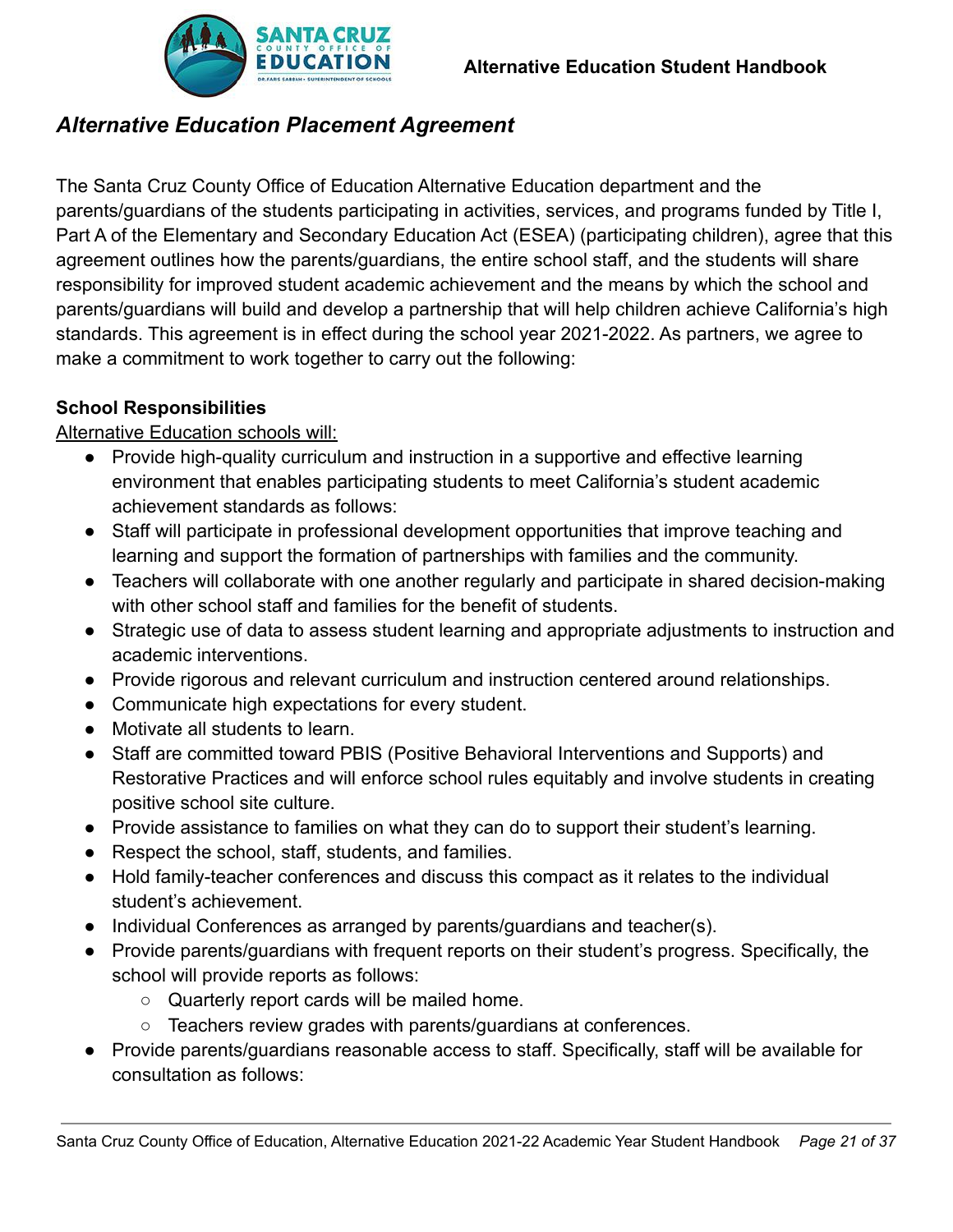## *Alternative Education Placement Agreement*

The Santa Cruz County Office of Education Alternative Education department and the parents/guardians of the students participating in activities, services, and programs funded by Title I, Part A of the Elementary and Secondary Education Act (ESEA) (participating children), agree that this agreement outlines how the parents/guardians, the entire school staff, and the students will share responsibility for improved student academic achievement and the means by which the school and parents/guardians will build and develop a partnership that will help children achieve California's high standards. This agreement is in effect during the school year 2021-2022. As partners, we agree to make a commitment to work together to carry out the following:

**School Responsibilities**

Alternative Education schools will:

- Provide high-quality curriculum and instruction in a supportive and effective learning environment that enables participating students to meet California's student academic achievement standards as follows:
- Staff will participate in professional development opportunities that improve teaching and learning and support the formation of partnerships with families and the community.
- Teachers will collaborate with one another regularly and participate in shared decision-making with other school staff and families for the benefit of students.
- Strategic use of data to assess student learning and appropriate adjustments to instruction and academic interventions.
- Provide rigorous and relevant curriculum and instruction centered around relationships.
- Communicate high expectations for every student.
- Motivate all students to learn.
- Staff are committed toward PBIS (Positive Behavioral Interventions and Supports) and Restorative Practices and will enforce school rules equitably and involve students in creating positive school site culture.
- Provide assistance to families on what they can do to support their student's learning.
- Respect the school, staff, students, and families.
- Hold family-teacher conferences and discuss this compact as it relates to the individual student's achievement.
- Individual Conferences as arranged by parents/guardians and teacher(s).
- Provide parents/guardians with frequent reports on their student's progress. Specifically, the school will provide reports as follows:
    - Quarterly report cards will be mailed home.
    - Teachers review grades with parents/guardians at conferences.
- Provide parents/guardians reasonable access to staff. Specifically, staff will be available for consultation as follows: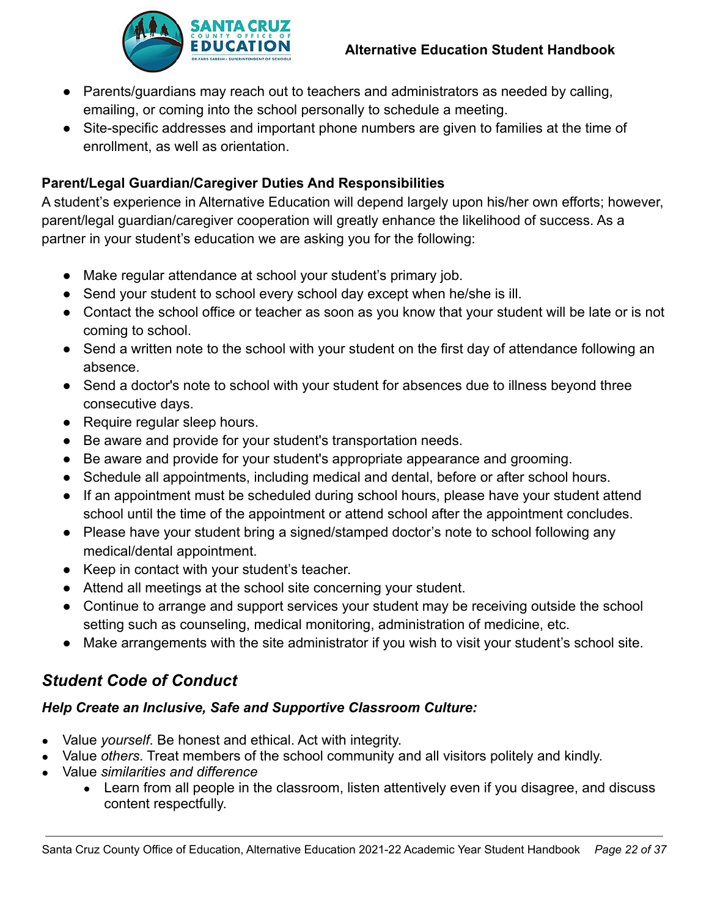- Parents/guardians may reach out to teachers and administrators as needed by calling, emailing, or coming into the school personally to schedule a meeting.
- Site-specific addresses and important phone numbers are given to families at the time of enrollment, as well as orientation.

**Parent/Legal Guardian/Caregiver Duties And Responsibilities**

A student's experience in Alternative Education will depend largely upon his/her own efforts; however, parent/legal guardian/caregiver cooperation will greatly enhance the likelihood of success. As a partner in your student's education we are asking you for the following:

- Make regular attendance at school your student's primary job.
- Send your student to school every school day except when he/she is ill.
- Contact the school office or teacher as soon as you know that your student will be late or is not coming to school.
- Send a written note to the school with your student on the first day of attendance following an absence.
- Send a doctor's note to school with your student for absences due to illness beyond three consecutive days.
- Require regular sleep hours.
- Be aware and provide for your student's transportation needs.
- Be aware and provide for your student's appropriate appearance and grooming.
- Schedule all appointments, including medical and dental, before or after school hours.
- If an appointment must be scheduled during school hours, please have your student attend school until the time of the appointment or attend school after the appointment concludes.
- Please have your student bring a signed/stamped doctor's note to school following any medical/dental appointment.
- Keep in contact with your student's teacher.
- Attend all meetings at the school site concerning your student.
- Continue to arrange and support services your student may be receiving outside the school setting such as counseling, medical monitoring, administration of medicine, etc.
- Make arrangements with the site administrator if you wish to visit your student's school site.

## *Student Code of Conduct*

### *Help Create an Inclusive, Safe and Supportive Classroom Culture:*

- Value *yourself*. Be honest and ethical. Act with integrity.
- Value *others*. Treat members of the school community and all visitors politely and kindly.
- Value *similarities and difference*
    - Learn from all people in the classroom, listen attentively even if you disagree, and discuss content respectfully.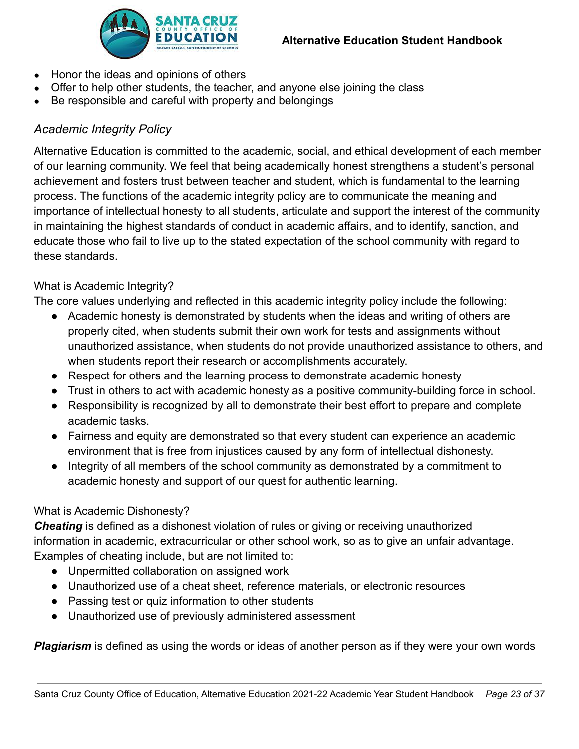- Honor the ideas and opinions of others
- Offer to help other students, the teacher, and anyone else joining the class
- Be responsible and careful with property and belongings

### *Academic Integrity Policy*

Alternative Education is committed to the academic, social, and ethical development of each member of our learning community. We feel that being academically honest strengthens a student's personal achievement and fosters trust between teacher and student, which is fundamental to the learning process. The functions of the academic integrity policy are to communicate the meaning and importance of intellectual honesty to all students, articulate and support the interest of the community in maintaining the highest standards of conduct in academic affairs, and to identify, sanction, and educate those who fail to live up to the stated expectation of the school community with regard to these standards.

What is Academic Integrity?
The core values underlying and reflected in this academic integrity policy include the following:

- Academic honesty is demonstrated by students when the ideas and writing of others are properly cited, when students submit their own work for tests and assignments without unauthorized assistance, when students do not provide unauthorized assistance to others, and when students report their research or accomplishments accurately.
- Respect for others and the learning process to demonstrate academic honesty
- Trust in others to act with academic honesty as a positive community-building force in school.
- Responsibility is recognized by all to demonstrate their best effort to prepare and complete academic tasks.
- Fairness and equity are demonstrated so that every student can experience an academic environment that is free from injustices caused by any form of intellectual dishonesty.
- Integrity of all members of the school community as demonstrated by a commitment to academic honesty and support of our quest for authentic learning.

What is Academic Dishonesty?
***Cheating*** is defined as a dishonest violation of rules or giving or receiving unauthorized information in academic, extracurricular or other school work, so as to give an unfair advantage. Examples of cheating include, but are not limited to:

- Unpermitted collaboration on assigned work
- Unauthorized use of a cheat sheet, reference materials, or electronic resources
- Passing test or quiz information to other students
- Unauthorized use of previously administered assessment

***Plagiarism*** is defined as using the words or ideas of another person as if they were your own words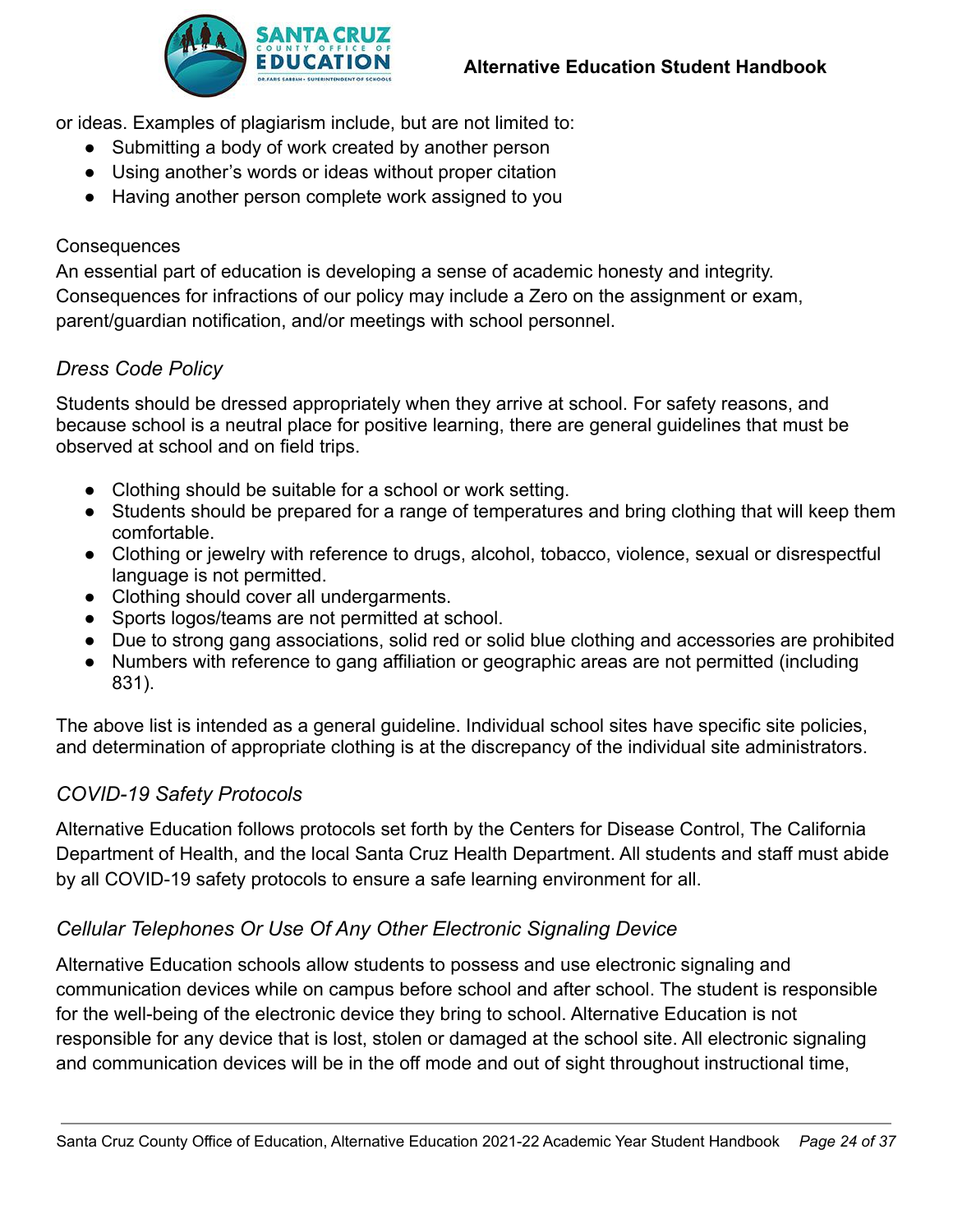or ideas. Examples of plagiarism include, but are not limited to:

- Submitting a body of work created by another person
- Using another's words or ideas without proper citation
- Having another person complete work assigned to you

Consequences

An essential part of education is developing a sense of academic honesty and integrity. Consequences for infractions of our policy may include a Zero on the assignment or exam, parent/guardian notification, and/or meetings with school personnel.

### *Dress Code Policy*

Students should be dressed appropriately when they arrive at school. For safety reasons, and because school is a neutral place for positive learning, there are general guidelines that must be observed at school and on field trips.

- Clothing should be suitable for a school or work setting.
- Students should be prepared for a range of temperatures and bring clothing that will keep them comfortable.
- Clothing or jewelry with reference to drugs, alcohol, tobacco, violence, sexual or disrespectful language is not permitted.
- Clothing should cover all undergarments.
- Sports logos/teams are not permitted at school.
- Due to strong gang associations, solid red or solid blue clothing and accessories are prohibited
- Numbers with reference to gang affiliation or geographic areas are not permitted (including 831).

The above list is intended as a general guideline. Individual school sites have specific site policies, and determination of appropriate clothing is at the discrepancy of the individual site administrators.

### *COVID-19 Safety Protocols*

Alternative Education follows protocols set forth by the Centers for Disease Control, The California Department of Health, and the local Santa Cruz Health Department. All students and staff must abide by all COVID-19 safety protocols to ensure a safe learning environment for all.

### *Cellular Telephones Or Use Of Any Other Electronic Signaling Device*

Alternative Education schools allow students to possess and use electronic signaling and communication devices while on campus before school and after school. The student is responsible for the well-being of the electronic device they bring to school. Alternative Education is not responsible for any device that is lost, stolen or damaged at the school site. All electronic signaling and communication devices will be in the off mode and out of sight throughout instructional time,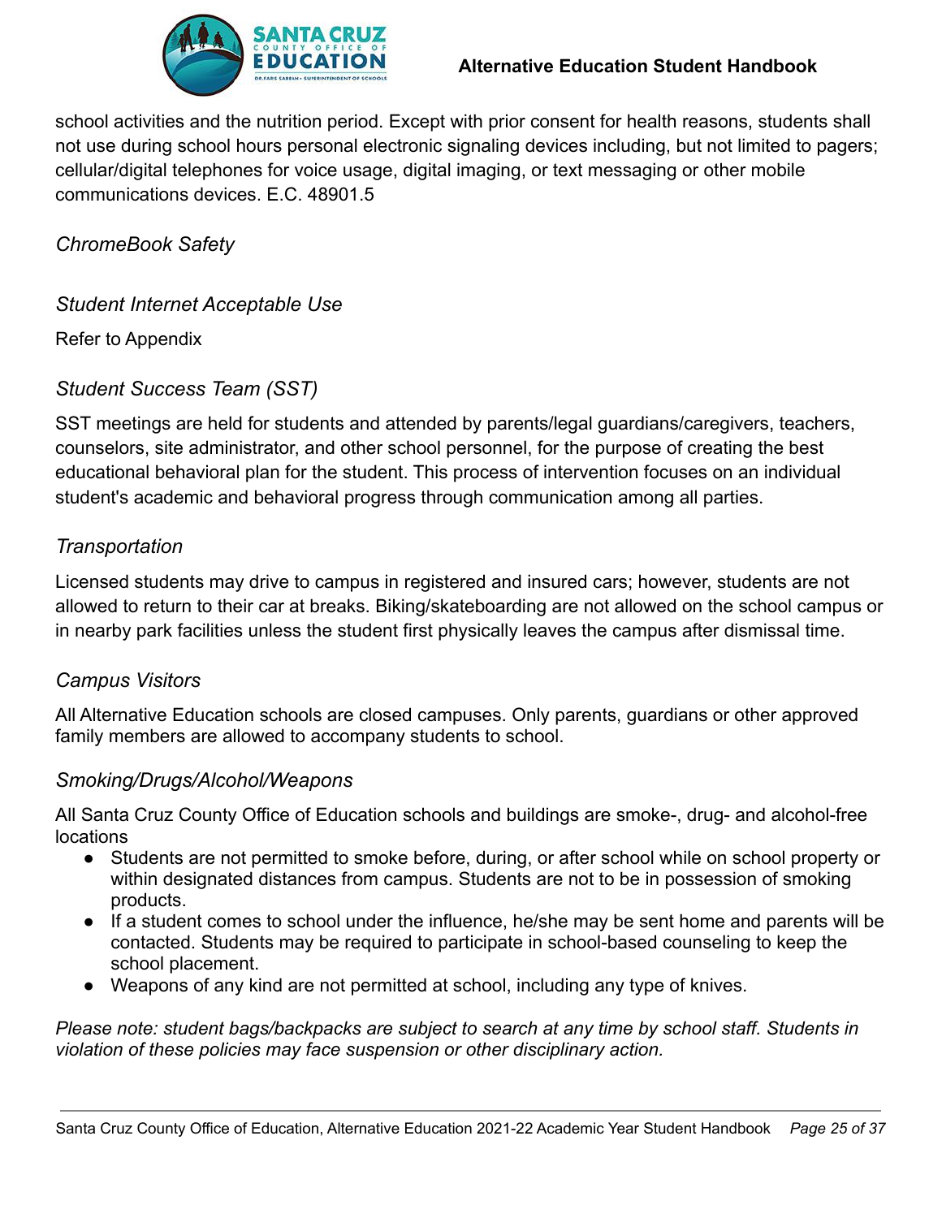school activities and the nutrition period. Except with prior consent for health reasons, students shall not use during school hours personal electronic signaling devices including, but not limited to pagers; cellular/digital telephones for voice usage, digital imaging, or text messaging or other mobile communications devices. E.C. 48901.5

### *ChromeBook Safety*

### *Student Internet Acceptable Use*

Refer to Appendix

### *Student Success Team (SST)*

SST meetings are held for students and attended by parents/legal guardians/caregivers, teachers, counselors, site administrator, and other school personnel, for the purpose of creating the best educational behavioral plan for the student. This process of intervention focuses on an individual student's academic and behavioral progress through communication among all parties.

### *Transportation*

Licensed students may drive to campus in registered and insured cars; however, students are not allowed to return to their car at breaks. Biking/skateboarding are not allowed on the school campus or in nearby park facilities unless the student first physically leaves the campus after dismissal time.

### *Campus Visitors*

All Alternative Education schools are closed campuses. Only parents, guardians or other approved family members are allowed to accompany students to school.

### *Smoking/Drugs/Alcohol/Weapons*

All Santa Cruz County Office of Education schools and buildings are smoke-, drug- and alcohol-free locations

- Students are not permitted to smoke before, during, or after school while on school property or within designated distances from campus. Students are not to be in possession of smoking products.
- If a student comes to school under the influence, he/she may be sent home and parents will be contacted. Students may be required to participate in school-based counseling to keep the school placement.
- Weapons of any kind are not permitted at school, including any type of knives.

*Please note: student bags/backpacks are subject to search at any time by school staff. Students in violation of these policies may face suspension or other disciplinary action.*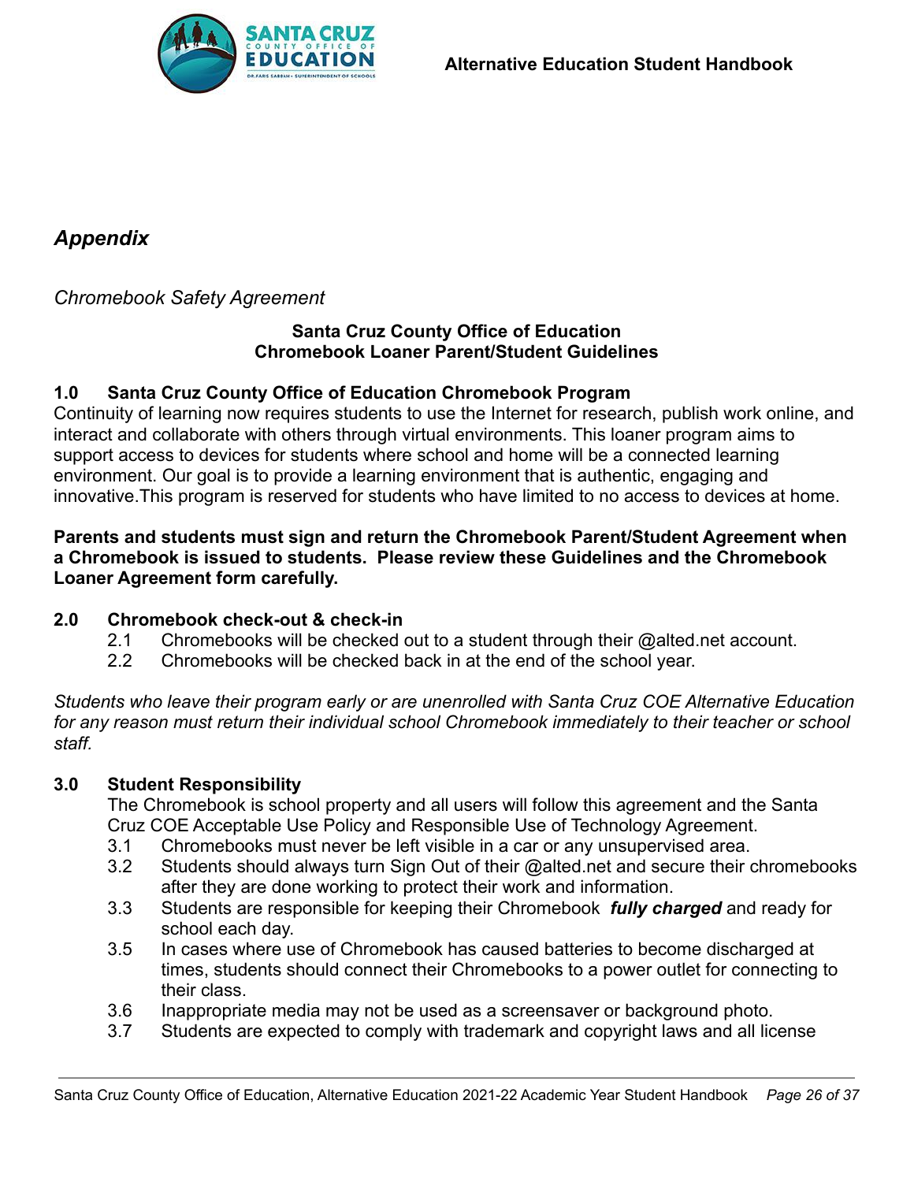## *Appendix*

*Chromebook Safety Agreement*

**Santa Cruz County Office of Education**
**Chromebook Loaner Parent/Student Guidelines**

### 1.0 Santa Cruz County Office of Education Chromebook Program

Continuity of learning now requires students to use the Internet for research, publish work online, and interact and collaborate with others through virtual environments. This loaner program aims to support access to devices for students where school and home will be a connected learning environment. Our goal is to provide a learning environment that is authentic, engaging and innovative.This program is reserved for students who have limited to no access to devices at home.

**Parents and students must sign and return the Chromebook Parent/Student Agreement when a Chromebook is issued to students. Please review these Guidelines and the Chromebook Loaner Agreement form carefully.**

### 2.0 Chromebook check-out & check-in

2.1 Chromebooks will be checked out to a student through their @alted.net account.
2.2 Chromebooks will be checked back in at the end of the school year.

*Students who leave their program early or are unenrolled with Santa Cruz COE Alternative Education for any reason must return their individual school Chromebook immediately to their teacher or school staff.*

### 3.0 Student Responsibility

The Chromebook is school property and all users will follow this agreement and the Santa Cruz COE Acceptable Use Policy and Responsible Use of Technology Agreement.

3.1 Chromebooks must never be left visible in a car or any unsupervised area.
3.2 Students should always turn Sign Out of their @alted.net and secure their chromebooks after they are done working to protect their work and information.
3.3 Students are responsible for keeping their Chromebook ***fully charged*** and ready for school each day.
3.5 In cases where use of Chromebook has caused batteries to become discharged at times, students should connect their Chromebooks to a power outlet for connecting to their class.
3.6 Inappropriate media may not be used as a screensaver or background photo.
3.7 Students are expected to comply with trademark and copyright laws and all license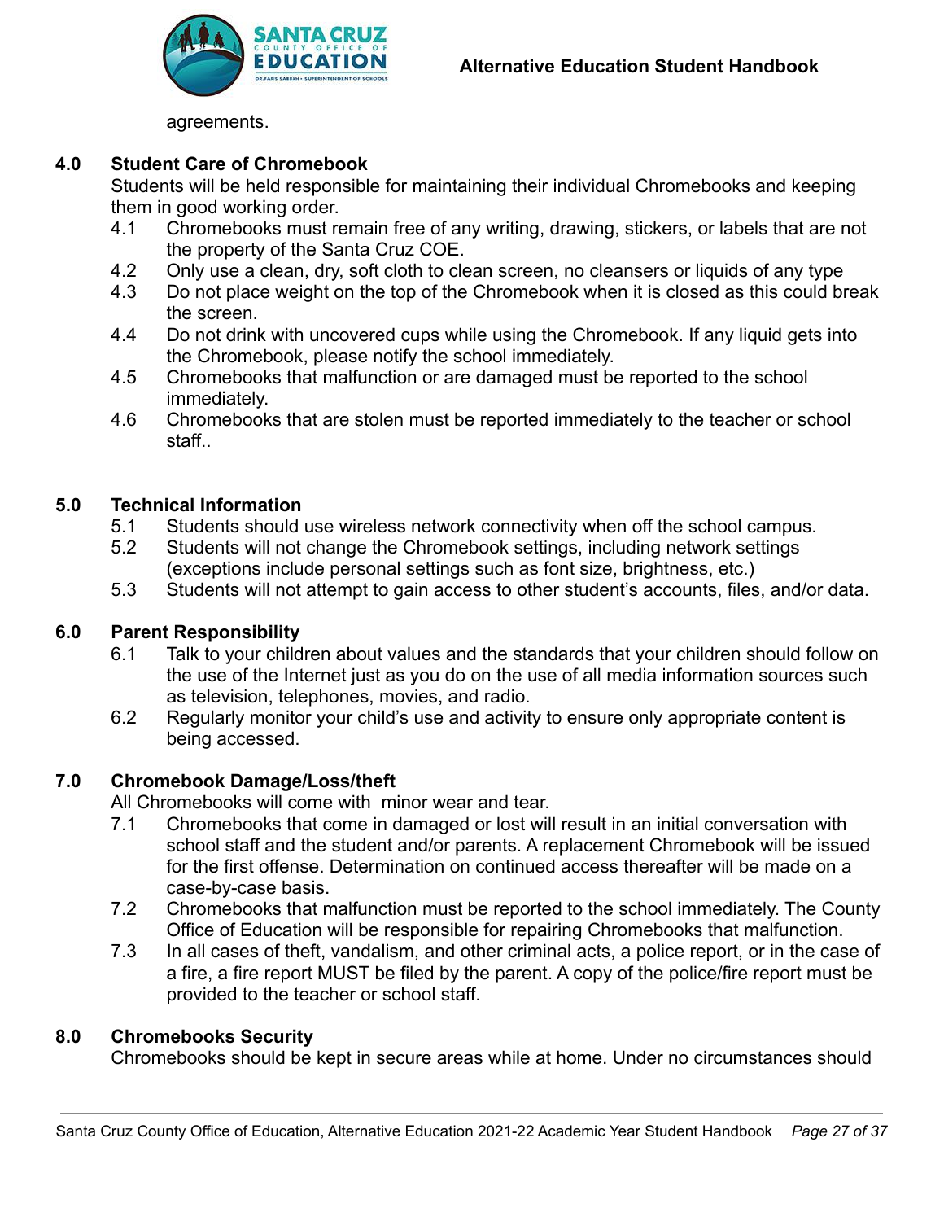agreements.

## 4.0 Student Care of Chromebook

Students will be held responsible for maintaining their individual Chromebooks and keeping them in good working order.

- 4.1 Chromebooks must remain free of any writing, drawing, stickers, or labels that are not the property of the Santa Cruz COE.
- 4.2 Only use a clean, dry, soft cloth to clean screen, no cleansers or liquids of any type
- 4.3 Do not place weight on the top of the Chromebook when it is closed as this could break the screen.
- 4.4 Do not drink with uncovered cups while using the Chromebook. If any liquid gets into the Chromebook, please notify the school immediately.
- 4.5 Chromebooks that malfunction or are damaged must be reported to the school immediately.
- 4.6 Chromebooks that are stolen must be reported immediately to the teacher or school staff..

## 5.0 Technical Information

- 5.1 Students should use wireless network connectivity when off the school campus.
- 5.2 Students will not change the Chromebook settings, including network settings (exceptions include personal settings such as font size, brightness, etc.)
- 5.3 Students will not attempt to gain access to other student's accounts, files, and/or data.

## 6.0 Parent Responsibility

- 6.1 Talk to your children about values and the standards that your children should follow on the use of the Internet just as you do on the use of all media information sources such as television, telephones, movies, and radio.
- 6.2 Regularly monitor your child's use and activity to ensure only appropriate content is being accessed.

## 7.0 Chromebook Damage/Loss/theft

All Chromebooks will come with minor wear and tear.

- 7.1 Chromebooks that come in damaged or lost will result in an initial conversation with school staff and the student and/or parents. A replacement Chromebook will be issued for the first offense. Determination on continued access thereafter will be made on a case-by-case basis.
- 7.2 Chromebooks that malfunction must be reported to the school immediately. The County Office of Education will be responsible for repairing Chromebooks that malfunction.
- 7.3 In all cases of theft, vandalism, and other criminal acts, a police report, or in the case of a fire, a fire report MUST be filed by the parent. A copy of the police/fire report must be provided to the teacher or school staff.

## 8.0 Chromebooks Security

Chromebooks should be kept in secure areas while at home. Under no circumstances should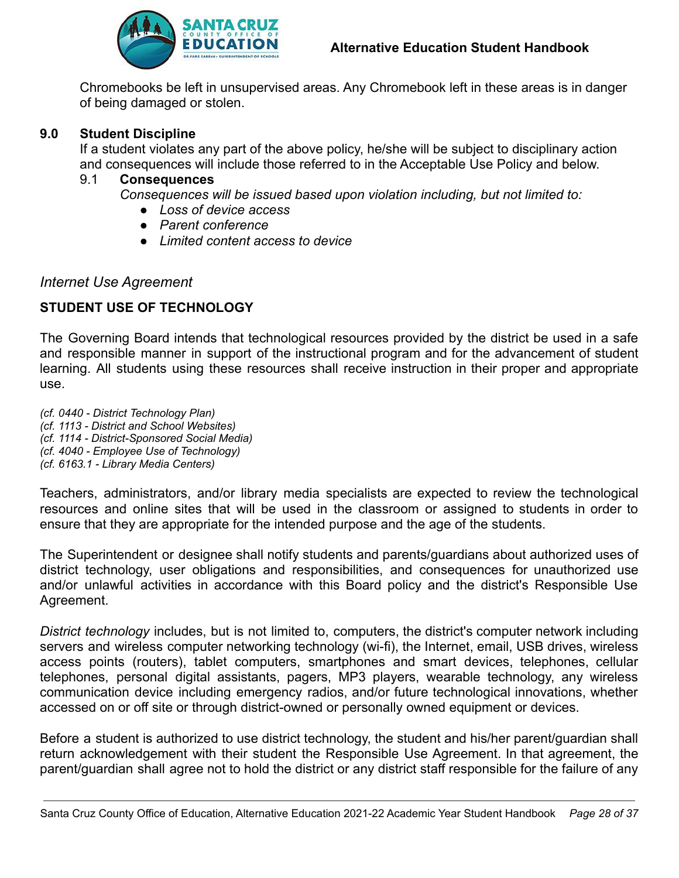Chromebooks be left in unsupervised areas. Any Chromebook left in these areas is in danger of being damaged or stolen.

## 9.0 Student Discipline

If a student violates any part of the above policy, he/she will be subject to disciplinary action and consequences will include those referred to in the Acceptable Use Policy and below.

### 9.1 Consequences

*Consequences will be issued based upon violation including, but not limited to:*

- *Loss of device access*
- *Parent conference*
- *Limited content access to device*

*Internet Use Agreement*

## STUDENT USE OF TECHNOLOGY

The Governing Board intends that technological resources provided by the district be used in a safe and responsible manner in support of the instructional program and for the advancement of student learning. All students using these resources shall receive instruction in their proper and appropriate use.

*(cf. 0440 - District Technology Plan)*
*(cf. 1113 - District and School Websites)*
*(cf. 1114 - District-Sponsored Social Media)*
*(cf. 4040 - Employee Use of Technology)*
*(cf. 6163.1 - Library Media Centers)*

Teachers, administrators, and/or library media specialists are expected to review the technological resources and online sites that will be used in the classroom or assigned to students in order to ensure that they are appropriate for the intended purpose and the age of the students.

The Superintendent or designee shall notify students and parents/guardians about authorized uses of district technology, user obligations and responsibilities, and consequences for unauthorized use and/or unlawful activities in accordance with this Board policy and the district's Responsible Use Agreement.

*District technology* includes, but is not limited to, computers, the district's computer network including servers and wireless computer networking technology (wi-fi), the Internet, email, USB drives, wireless access points (routers), tablet computers, smartphones and smart devices, telephones, cellular telephones, personal digital assistants, pagers, MP3 players, wearable technology, any wireless communication device including emergency radios, and/or future technological innovations, whether accessed on or off site or through district-owned or personally owned equipment or devices.

Before a student is authorized to use district technology, the student and his/her parent/guardian shall return acknowledgement with their student the Responsible Use Agreement. In that agreement, the parent/guardian shall agree not to hold the district or any district staff responsible for the failure of any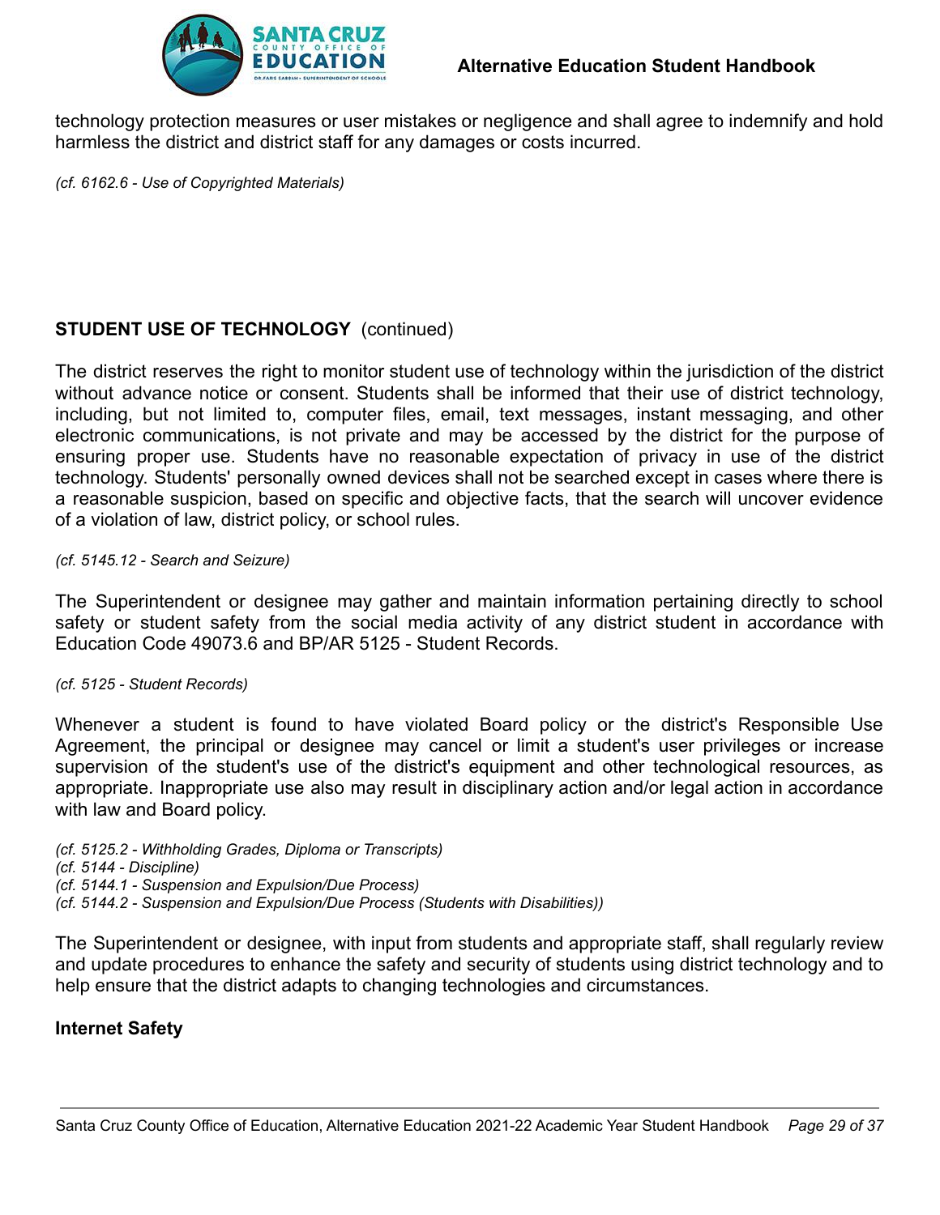technology protection measures or user mistakes or negligence and shall agree to indemnify and hold harmless the district and district staff for any damages or costs incurred.

*(cf. 6162.6 - Use of Copyrighted Materials)*

## STUDENT USE OF TECHNOLOGY (continued)

The district reserves the right to monitor student use of technology within the jurisdiction of the district without advance notice or consent. Students shall be informed that their use of district technology, including, but not limited to, computer files, email, text messages, instant messaging, and other electronic communications, is not private and may be accessed by the district for the purpose of ensuring proper use. Students have no reasonable expectation of privacy in use of the district technology. Students' personally owned devices shall not be searched except in cases where there is a reasonable suspicion, based on specific and objective facts, that the search will uncover evidence of a violation of law, district policy, or school rules.

*(cf. 5145.12 - Search and Seizure)*

The Superintendent or designee may gather and maintain information pertaining directly to school safety or student safety from the social media activity of any district student in accordance with Education Code 49073.6 and BP/AR 5125 - Student Records.

*(cf. 5125 - Student Records)*

Whenever a student is found to have violated Board policy or the district's Responsible Use Agreement, the principal or designee may cancel or limit a student's user privileges or increase supervision of the student's use of the district's equipment and other technological resources, as appropriate. Inappropriate use also may result in disciplinary action and/or legal action in accordance with law and Board policy.

*(cf. 5125.2 - Withholding Grades, Diploma or Transcripts)*
*(cf. 5144 - Discipline)*
*(cf. 5144.1 - Suspension and Expulsion/Due Process)*
*(cf. 5144.2 - Suspension and Expulsion/Due Process (Students with Disabilities))*

The Superintendent or designee, with input from students and appropriate staff, shall regularly review and update procedures to enhance the safety and security of students using district technology and to help ensure that the district adapts to changing technologies and circumstances.

### Internet Safety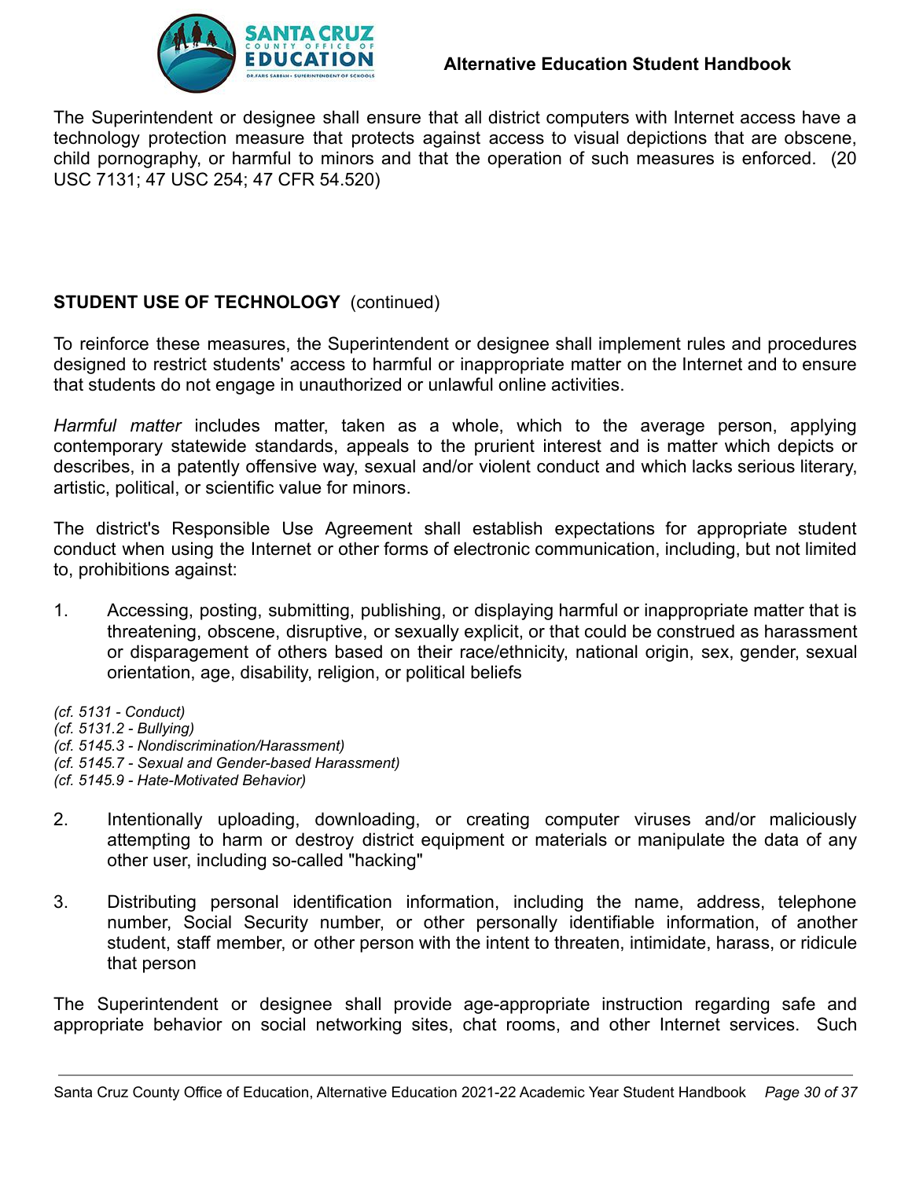The Superintendent or designee shall ensure that all district computers with Internet access have a technology protection measure that protects against access to visual depictions that are obscene, child pornography, or harmful to minors and that the operation of such measures is enforced. (20 USC 7131; 47 USC 254; 47 CFR 54.520)

**STUDENT USE OF TECHNOLOGY** (continued)

To reinforce these measures, the Superintendent or designee shall implement rules and procedures designed to restrict students' access to harmful or inappropriate matter on the Internet and to ensure that students do not engage in unauthorized or unlawful online activities.

*Harmful matter* includes matter, taken as a whole, which to the average person, applying contemporary statewide standards, appeals to the prurient interest and is matter which depicts or describes, in a patently offensive way, sexual and/or violent conduct and which lacks serious literary, artistic, political, or scientific value for minors.

The district's Responsible Use Agreement shall establish expectations for appropriate student conduct when using the Internet or other forms of electronic communication, including, but not limited to, prohibitions against:

1. Accessing, posting, submitting, publishing, or displaying harmful or inappropriate matter that is threatening, obscene, disruptive, or sexually explicit, or that could be construed as harassment or disparagement of others based on their race/ethnicity, national origin, sex, gender, sexual orientation, age, disability, religion, or political beliefs

*(cf. 5131 - Conduct)*
*(cf. 5131.2 - Bullying)*
*(cf. 5145.3 - Nondiscrimination/Harassment)*
*(cf. 5145.7 - Sexual and Gender-based Harassment)*
*(cf. 5145.9 - Hate-Motivated Behavior)*

2. Intentionally uploading, downloading, or creating computer viruses and/or maliciously attempting to harm or destroy district equipment or materials or manipulate the data of any other user, including so-called "hacking"

3. Distributing personal identification information, including the name, address, telephone number, Social Security number, or other personally identifiable information, of another student, staff member, or other person with the intent to threaten, intimidate, harass, or ridicule that person

The Superintendent or designee shall provide age-appropriate instruction regarding safe and appropriate behavior on social networking sites, chat rooms, and other Internet services. Such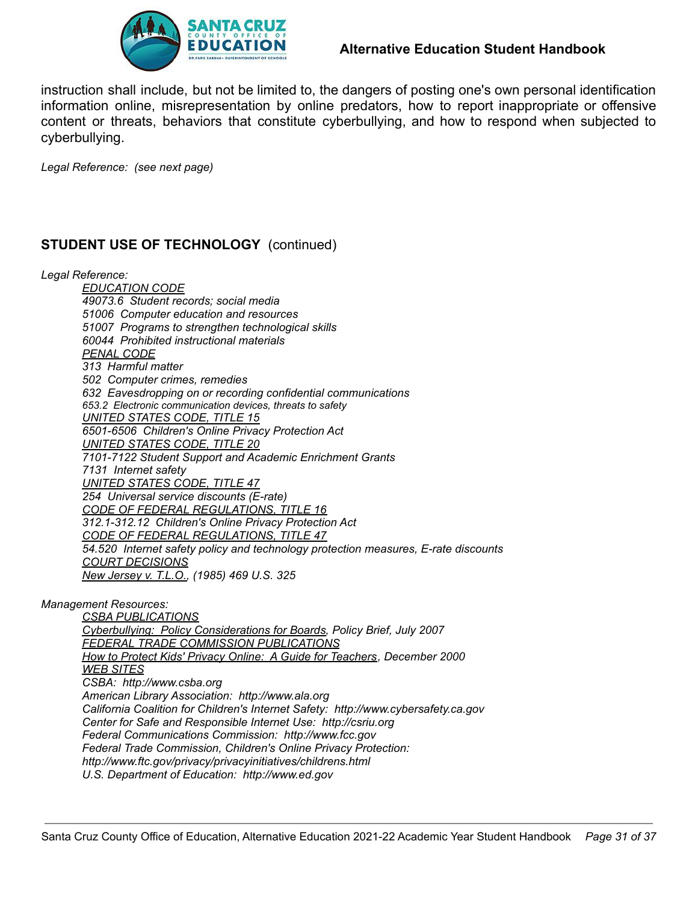instruction shall include, but not be limited to, the dangers of posting one's own personal identification information online, misrepresentation by online predators, how to report inappropriate or offensive content or threats, behaviors that constitute cyberbullying, and how to respond when subjected to cyberbullying.

*Legal Reference: (see next page)*

## STUDENT USE OF TECHNOLOGY (continued)

*Legal Reference:*

*EDUCATION CODE*
*49073.6 Student records; social media*
*51006 Computer education and resources*
*51007 Programs to strengthen technological skills*
*60044 Prohibited instructional materials*
*PENAL CODE*
*313 Harmful matter*
*502 Computer crimes, remedies*
*632 Eavesdropping on or recording confidential communications*
*653.2 Electronic communication devices, threats to safety*
*UNITED STATES CODE, TITLE 15*
*6501-6506 Children's Online Privacy Protection Act*
*UNITED STATES CODE, TITLE 20*
*7101-7122 Student Support and Academic Enrichment Grants*
*7131 Internet safety*
*UNITED STATES CODE, TITLE 47*
*254 Universal service discounts (E-rate)*
*CODE OF FEDERAL REGULATIONS, TITLE 16*
*312.1-312.12 Children's Online Privacy Protection Act*
*CODE OF FEDERAL REGULATIONS, TITLE 47*
*54.520 Internet safety policy and technology protection measures, E-rate discounts*
*COURT DECISIONS*
*New Jersey v. T.L.O., (1985) 469 U.S. 325*

*Management Resources:*

*CSBA PUBLICATIONS*
*Cyberbullying: Policy Considerations for Boards, Policy Brief, July 2007*
*FEDERAL TRADE COMMISSION PUBLICATIONS*
*How to Protect Kids' Privacy Online: A Guide for Teachers, December 2000*
*WEB SITES*
*CSBA: http://www.csba.org*
*American Library Association: http://www.ala.org*
*California Coalition for Children's Internet Safety: http://www.cybersafety.ca.gov*
*Center for Safe and Responsible Internet Use: http://csriu.org*
*Federal Communications Commission: http://www.fcc.gov*
*Federal Trade Commission, Children's Online Privacy Protection:*
*http://www.ftc.gov/privacy/privacyinitiatives/childrens.html*
*U.S. Department of Education: http://www.ed.gov*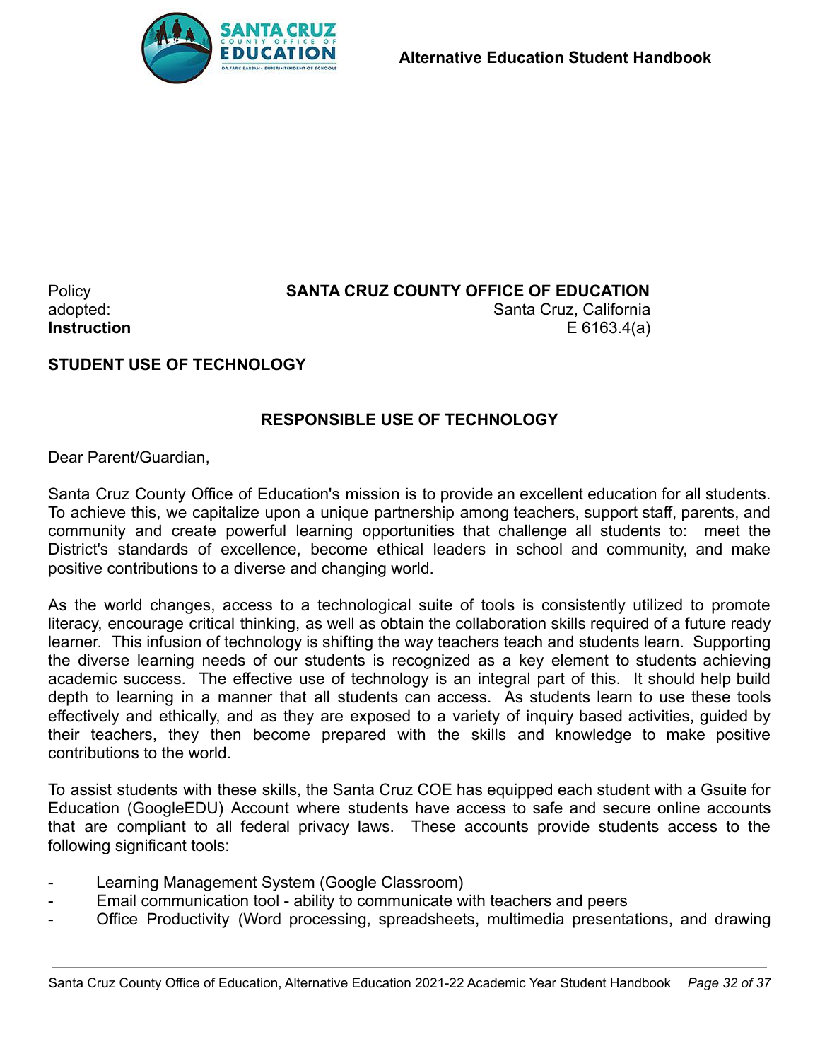Policy adopted:
**Instruction**

**SANTA CRUZ COUNTY OFFICE OF EDUCATION**
Santa Cruz, California
E 6163.4(a)

## STUDENT USE OF TECHNOLOGY

## RESPONSIBLE USE OF TECHNOLOGY

Dear Parent/Guardian,

Santa Cruz County Office of Education's mission is to provide an excellent education for all students. To achieve this, we capitalize upon a unique partnership among teachers, support staff, parents, and community and create powerful learning opportunities that challenge all students to: meet the District's standards of excellence, become ethical leaders in school and community, and make positive contributions to a diverse and changing world.

As the world changes, access to a technological suite of tools is consistently utilized to promote literacy, encourage critical thinking, as well as obtain the collaboration skills required of a future ready learner. This infusion of technology is shifting the way teachers teach and students learn. Supporting the diverse learning needs of our students is recognized as a key element to students achieving academic success. The effective use of technology is an integral part of this. It should help build depth to learning in a manner that all students can access. As students learn to use these tools effectively and ethically, and as they are exposed to a variety of inquiry based activities, guided by their teachers, they then become prepared with the skills and knowledge to make positive contributions to the world.

To assist students with these skills, the Santa Cruz COE has equipped each student with a Gsuite for Education (GoogleEDU) Account where students have access to safe and secure online accounts that are compliant to all federal privacy laws. These accounts provide students access to the following significant tools:

- Learning Management System (Google Classroom)
- Email communication tool - ability to communicate with teachers and peers
- Office Productivity (Word processing, spreadsheets, multimedia presentations, and drawing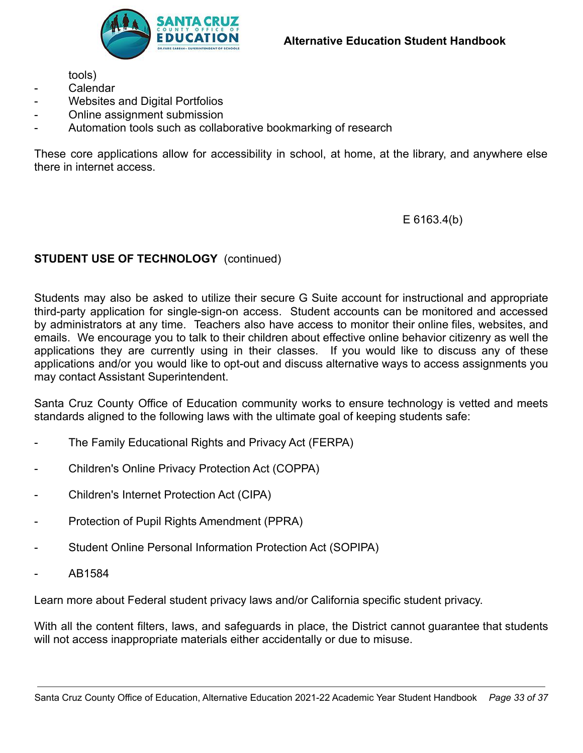tools)
- Calendar
- Websites and Digital Portfolios
- Online assignment submission
- Automation tools such as collaborative bookmarking of research

These core applications allow for accessibility in school, at home, at the library, and anywhere else there in internet access.

E 6163.4(b)

**STUDENT USE OF TECHNOLOGY** (continued)

Students may also be asked to utilize their secure G Suite account for instructional and appropriate third-party application for single-sign-on access. Student accounts can be monitored and accessed by administrators at any time. Teachers also have access to monitor their online files, websites, and emails. We encourage you to talk to their children about effective online behavior citizenry as well the applications they are currently using in their classes. If you would like to discuss any of these applications and/or you would like to opt-out and discuss alternative ways to access assignments you may contact Assistant Superintendent.

Santa Cruz County Office of Education community works to ensure technology is vetted and meets standards aligned to the following laws with the ultimate goal of keeping students safe:

- The Family Educational Rights and Privacy Act (FERPA)
- Children's Online Privacy Protection Act (COPPA)
- Children's Internet Protection Act (CIPA)
- Protection of Pupil Rights Amendment (PPRA)
- Student Online Personal Information Protection Act (SOPIPA)
- AB1584

Learn more about Federal student privacy laws and/or California specific student privacy.

With all the content filters, laws, and safeguards in place, the District cannot guarantee that students will not access inappropriate materials either accidentally or due to misuse.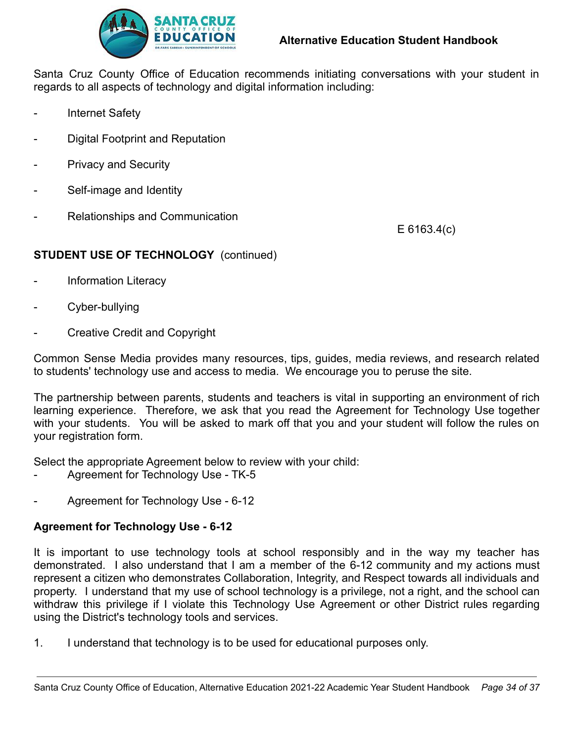Santa Cruz County Office of Education recommends initiating conversations with your student in regards to all aspects of technology and digital information including:

- Internet Safety
- Digital Footprint and Reputation
- Privacy and Security
- Self-image and Identity
- Relationships and Communication

E 6163.4(c)

**STUDENT USE OF TECHNOLOGY** (continued)

- Information Literacy
- Cyber-bullying
- Creative Credit and Copyright

Common Sense Media provides many resources, tips, guides, media reviews, and research related to students' technology use and access to media. We encourage you to peruse the site.

The partnership between parents, students and teachers is vital in supporting an environment of rich learning experience. Therefore, we ask that you read the Agreement for Technology Use together with your students. You will be asked to mark off that you and your student will follow the rules on your registration form.

Select the appropriate Agreement below to review with your child:

- Agreement for Technology Use - TK-5
- Agreement for Technology Use - 6-12

**Agreement for Technology Use - 6-12**

It is important to use technology tools at school responsibly and in the way my teacher has demonstrated. I also understand that I am a member of the 6-12 community and my actions must represent a citizen who demonstrates Collaboration, Integrity, and Respect towards all individuals and property. I understand that my use of school technology is a privilege, not a right, and the school can withdraw this privilege if I violate this Technology Use Agreement or other District rules regarding using the District's technology tools and services.

1. I understand that technology is to be used for educational purposes only.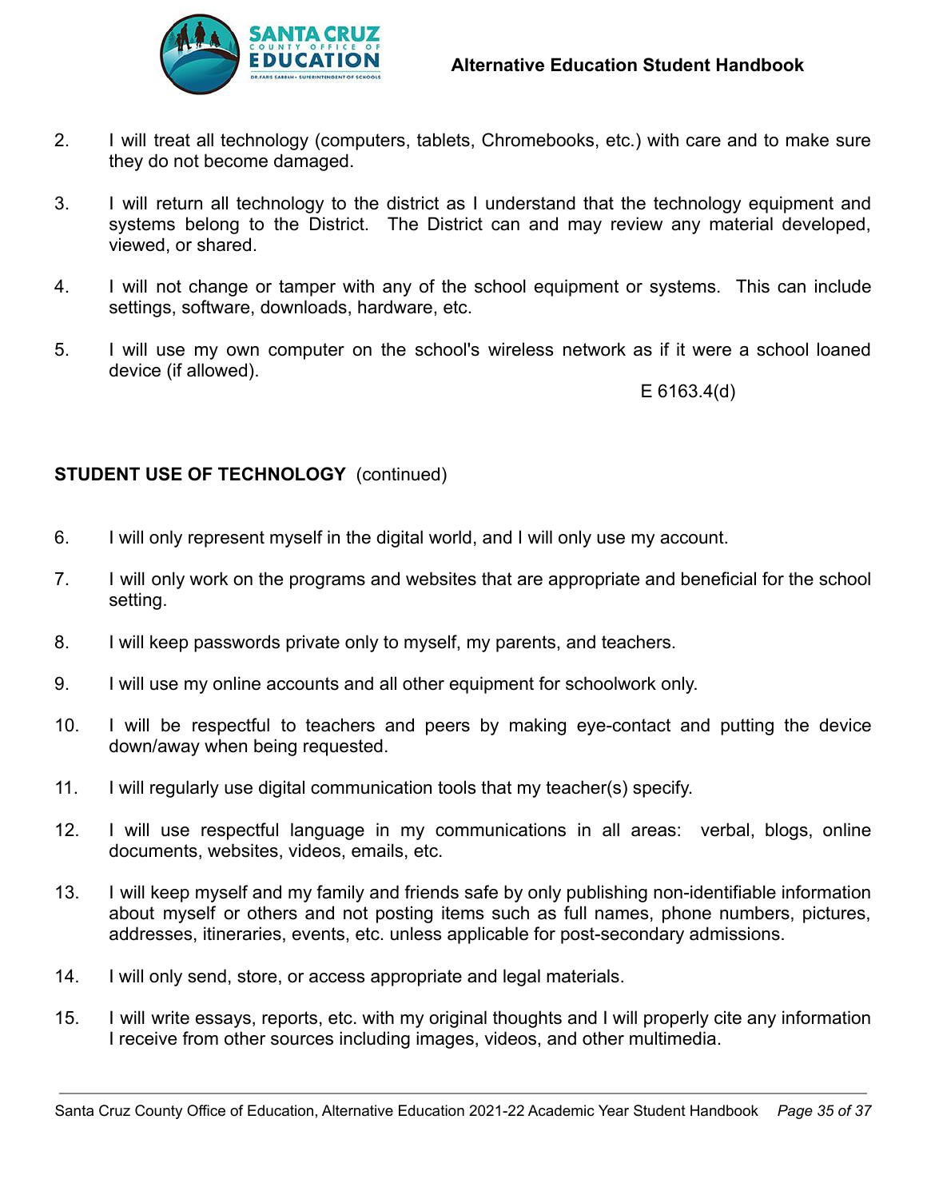2. I will treat all technology (computers, tablets, Chromebooks, etc.) with care and to make sure they do not become damaged.

3. I will return all technology to the district as I understand that the technology equipment and systems belong to the District. The District can and may review any material developed, viewed, or shared.

4. I will not change or tamper with any of the school equipment or systems. This can include settings, software, downloads, hardware, etc.

5. I will use my own computer on the school's wireless network as if it were a school loaned device (if allowed).

E 6163.4(d)

**STUDENT USE OF TECHNOLOGY** (continued)

6. I will only represent myself in the digital world, and I will only use my account.

7. I will only work on the programs and websites that are appropriate and beneficial for the school setting.

8. I will keep passwords private only to myself, my parents, and teachers.

9. I will use my online accounts and all other equipment for schoolwork only.

10. I will be respectful to teachers and peers by making eye-contact and putting the device down/away when being requested.

11. I will regularly use digital communication tools that my teacher(s) specify.

12. I will use respectful language in my communications in all areas: verbal, blogs, online documents, websites, videos, emails, etc.

13. I will keep myself and my family and friends safe by only publishing non-identifiable information about myself or others and not posting items such as full names, phone numbers, pictures, addresses, itineraries, events, etc. unless applicable for post-secondary admissions.

14. I will only send, store, or access appropriate and legal materials.

15. I will write essays, reports, etc. with my original thoughts and I will properly cite any information I receive from other sources including images, videos, and other multimedia.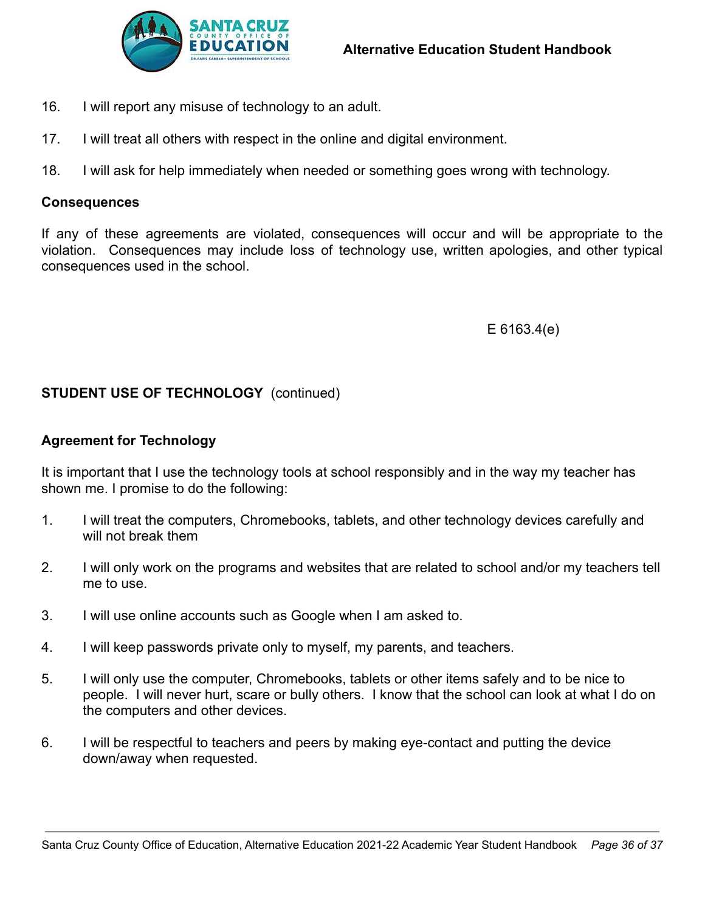16. I will report any misuse of technology to an adult.

17. I will treat all others with respect in the online and digital environment.

18. I will ask for help immediately when needed or something goes wrong with technology.

**Consequences**

If any of these agreements are violated, consequences will occur and will be appropriate to the violation. Consequences may include loss of technology use, written apologies, and other typical consequences used in the school.

E 6163.4(e)

**STUDENT USE OF TECHNOLOGY** (continued)

**Agreement for Technology**

It is important that I use the technology tools at school responsibly and in the way my teacher has shown me. I promise to do the following:

1. I will treat the computers, Chromebooks, tablets, and other technology devices carefully and will not break them

2. I will only work on the programs and websites that are related to school and/or my teachers tell me to use.

3. I will use online accounts such as Google when I am asked to.

4. I will keep passwords private only to myself, my parents, and teachers.

5. I will only use the computer, Chromebooks, tablets or other items safely and to be nice to people. I will never hurt, scare or bully others. I know that the school can look at what I do on the computers and other devices.

6. I will be respectful to teachers and peers by making eye-contact and putting the device down/away when requested.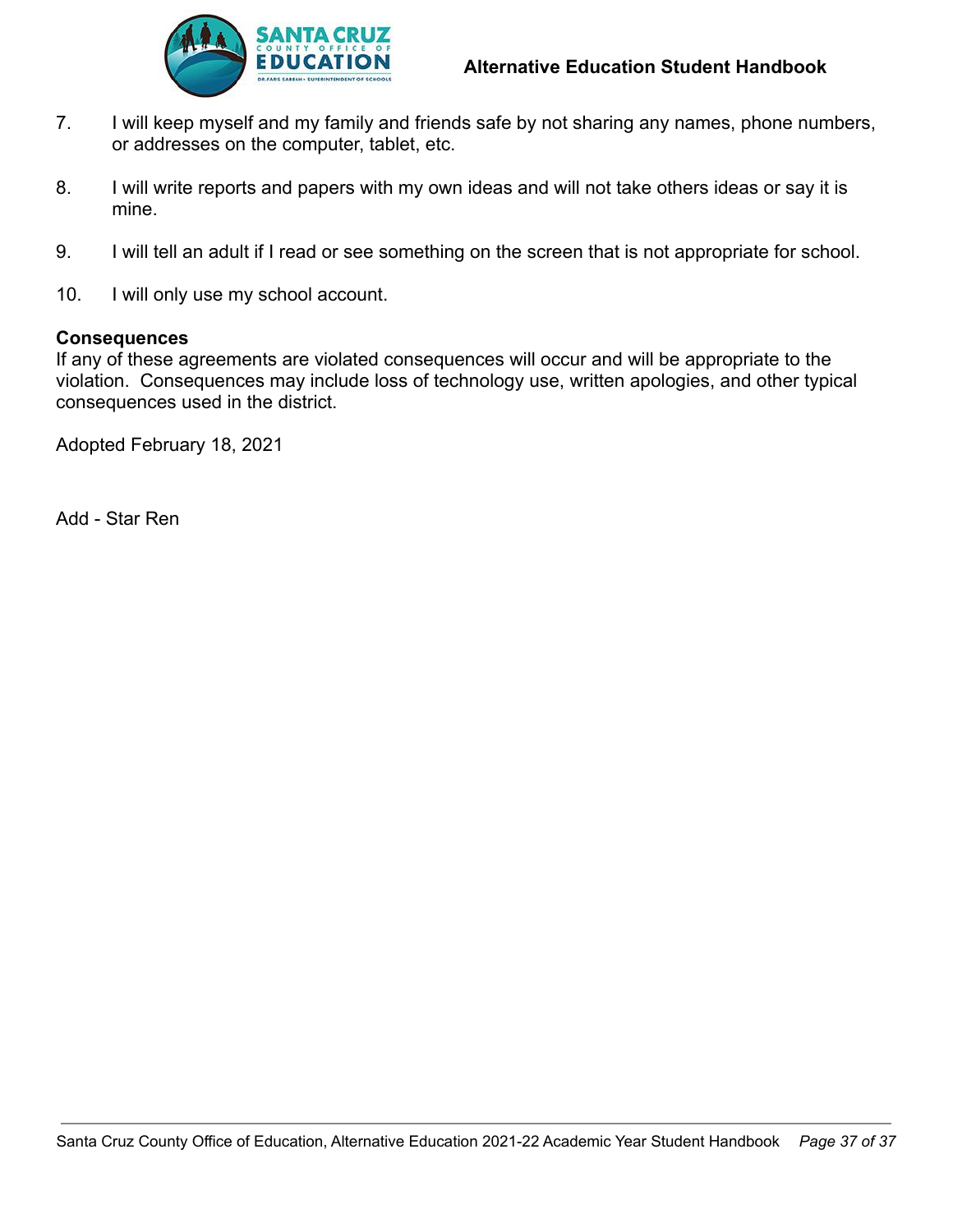7. I will keep myself and my family and friends safe by not sharing any names, phone numbers, or addresses on the computer, tablet, etc.

8. I will write reports and papers with my own ideas and will not take others ideas or say it is mine.

9. I will tell an adult if I read or see something on the screen that is not appropriate for school.

10. I will only use my school account.

**Consequences**
If any of these agreements are violated consequences will occur and will be appropriate to the violation. Consequences may include loss of technology use, written apologies, and other typical consequences used in the district.

Adopted February 18, 2021

Add - Star Ren